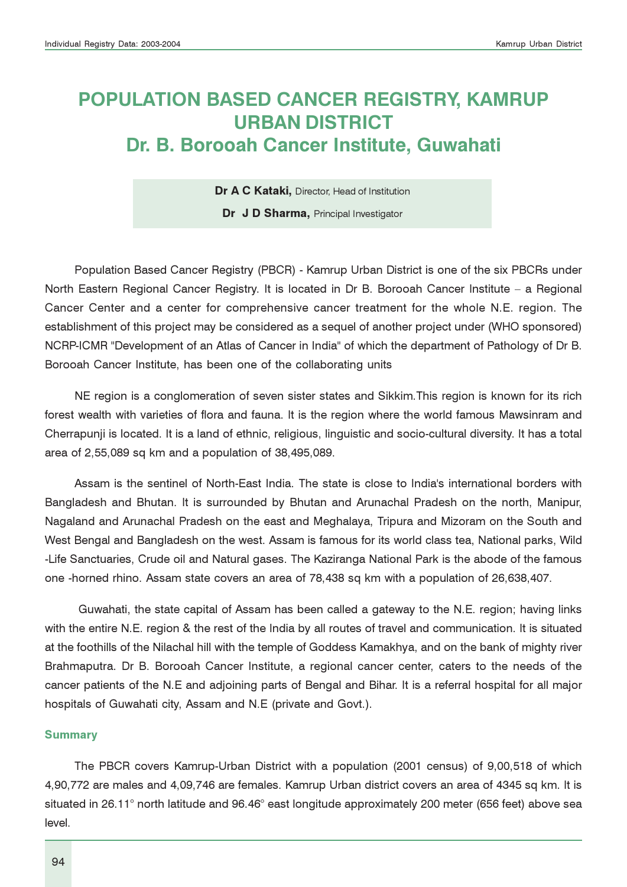# POPULATION BASED CANCER REGISTRY, KAMRUP URBAN DISTRICT
# Dr. B. Borooah Cancer Institute, Guwahati

**Dr A C Kataki,** Director, Head of Institution

**Dr J D Sharma,** Principal Investigator

Population Based Cancer Registry (PBCR) - Kamrup Urban District is one of the six PBCRs under North Eastern Regional Cancer Registry. It is located in Dr B. Borooah Cancer Institute – a Regional Cancer Center and a center for comprehensive cancer treatment for the whole N.E. region. The establishment of this project may be considered as a sequel of another project under (WHO sponsored) NCRP-ICMR "Development of an Atlas of Cancer in India" of which the department of Pathology of Dr B. Borooah Cancer Institute, has been one of the collaborating units

NE region is a conglomeration of seven sister states and Sikkim.This region is known for its rich forest wealth with varieties of flora and fauna. It is the region where the world famous Mawsinram and Cherrapunji is located. It is a land of ethnic, religious, linguistic and socio-cultural diversity. It has a total area of 2,55,089 sq km and a population of 38,495,089.

Assam is the sentinel of North-East India. The state is close to India's international borders with Bangladesh and Bhutan. It is surrounded by Bhutan and Arunachal Pradesh on the north, Manipur, Nagaland and Arunachal Pradesh on the east and Meghalaya, Tripura and Mizoram on the South and West Bengal and Bangladesh on the west. Assam is famous for its world class tea, National parks, Wild -Life Sanctuaries, Crude oil and Natural gases. The Kaziranga National Park is the abode of the famous one -horned rhino. Assam state covers an area of 78,438 sq km with a population of 26,638,407.

Guwahati, the state capital of Assam has been called a gateway to the N.E. region; having links with the entire N.E. region & the rest of the India by all routes of travel and communication. It is situated at the foothills of the Nilachal hill with the temple of Goddess Kamakhya, and on the bank of mighty river Brahmaputra. Dr B. Borooah Cancer Institute, a regional cancer center, caters to the needs of the cancer patients of the N.E and adjoining parts of Bengal and Bihar. It is a referral hospital for all major hospitals of Guwahati city, Assam and N.E (private and Govt.).

## Summary

The PBCR covers Kamrup-Urban District with a population (2001 census) of 9,00,518 of which 4,90,772 are males and 4,09,746 are females. Kamrup Urban district covers an area of 4345 sq km. It is situated in 26.11° north latitude and 96.46° east longitude approximately 200 meter (656 feet) above sea level.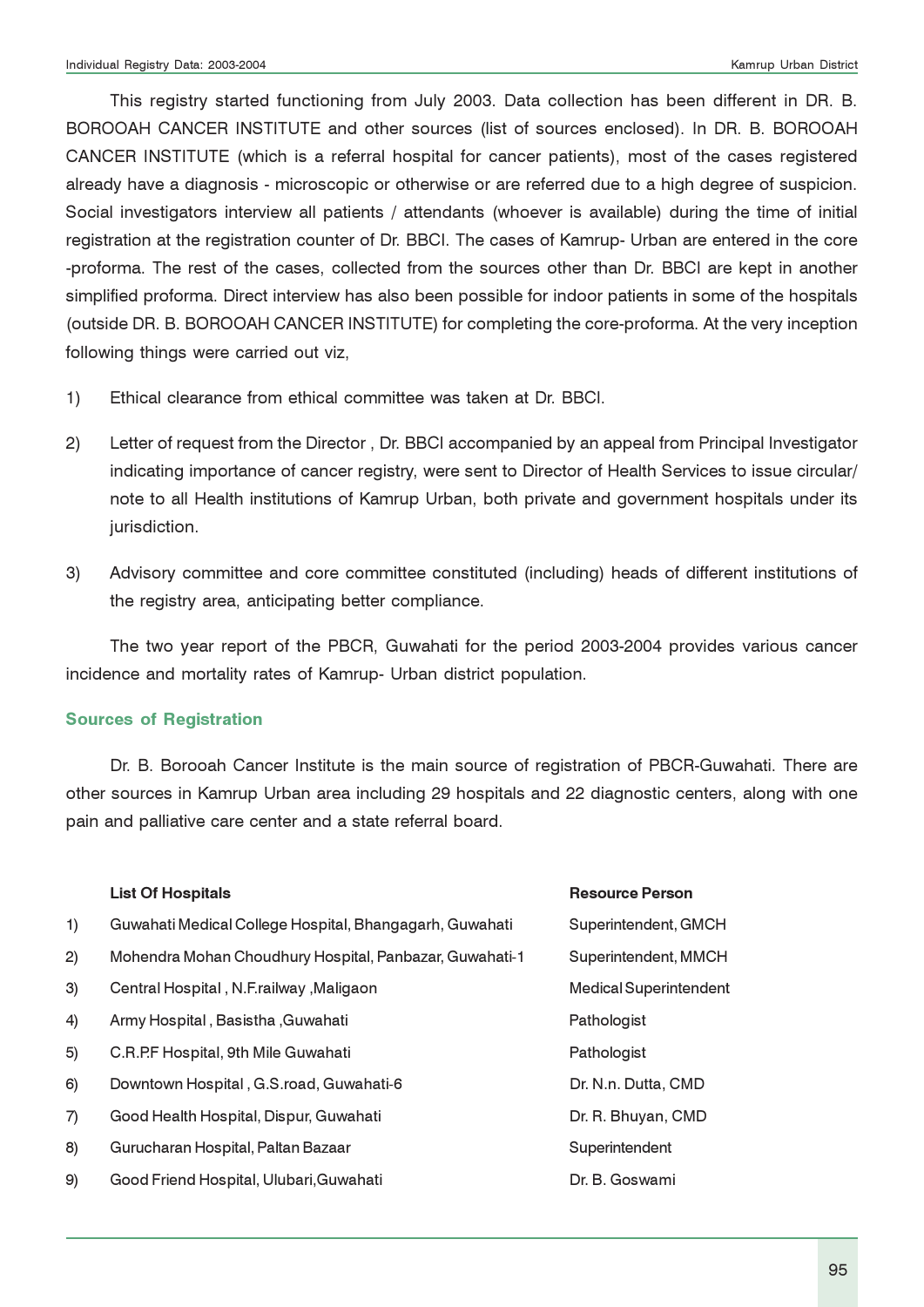This registry started functioning from July 2003. Data collection has been different in DR. B. BOROOAH CANCER INSTITUTE and other sources (list of sources enclosed). In DR. B. BOROOAH CANCER INSTITUTE (which is a referral hospital for cancer patients), most of the cases registered already have a diagnosis - microscopic or otherwise or are referred due to a high degree of suspicion. Social investigators interview all patients / attendants (whoever is available) during the time of initial registration at the registration counter of Dr. BBCI. The cases of Kamrup- Urban are entered in the core -proforma. The rest of the cases, collected from the sources other than Dr. BBCI are kept in another simplified proforma. Direct interview has also been possible for indoor patients in some of the hospitals (outside DR. B. BOROOAH CANCER INSTITUTE) for completing the core-proforma. At the very inception following things were carried out viz,

1) Ethical clearance from ethical committee was taken at Dr. BBCI.

2) Letter of request from the Director , Dr. BBCI accompanied by an appeal from Principal Investigator indicating importance of cancer registry, were sent to Director of Health Services to issue circular/ note to all Health institutions of Kamrup Urban, both private and government hospitals under its jurisdiction.

3) Advisory committee and core committee constituted (including) heads of different institutions of the registry area, anticipating better compliance.

The two year report of the PBCR, Guwahati for the period 2003-2004 provides various cancer incidence and mortality rates of Kamrup- Urban district population.

## Sources of Registration

Dr. B. Borooah Cancer Institute is the main source of registration of PBCR-Guwahati. There are other sources in Kamrup Urban area including 29 hospitals and 22 diagnostic centers, along with one pain and palliative care center and a state referral board.

| | List Of Hospitals | Resource Person |
|---|---|---|
| 1) | Guwahati Medical College Hospital, Bhangagarh, Guwahati | Superintendent, GMCH |
| 2) | Mohendra Mohan Choudhury Hospital, Panbazar, Guwahati-1 | Superintendent, MMCH |
| 3) | Central Hospital , N.F.railway ,Maligaon | Medical Superintendent |
| 4) | Army Hospital , Basistha ,Guwahati | Pathologist |
| 5) | C.R.P.F Hospital, 9th Mile Guwahati | Pathologist |
| 6) | Downtown Hospital , G.S.road, Guwahati-6 | Dr. N.n. Dutta, CMD |
| 7) | Good Health Hospital, Dispur, Guwahati | Dr. R. Bhuyan, CMD |
| 8) | Gurucharan Hospital, Paltan Bazaar | Superintendent |
| 9) | Good Friend Hospital, Ulubari,Guwahati | Dr. B. Goswami |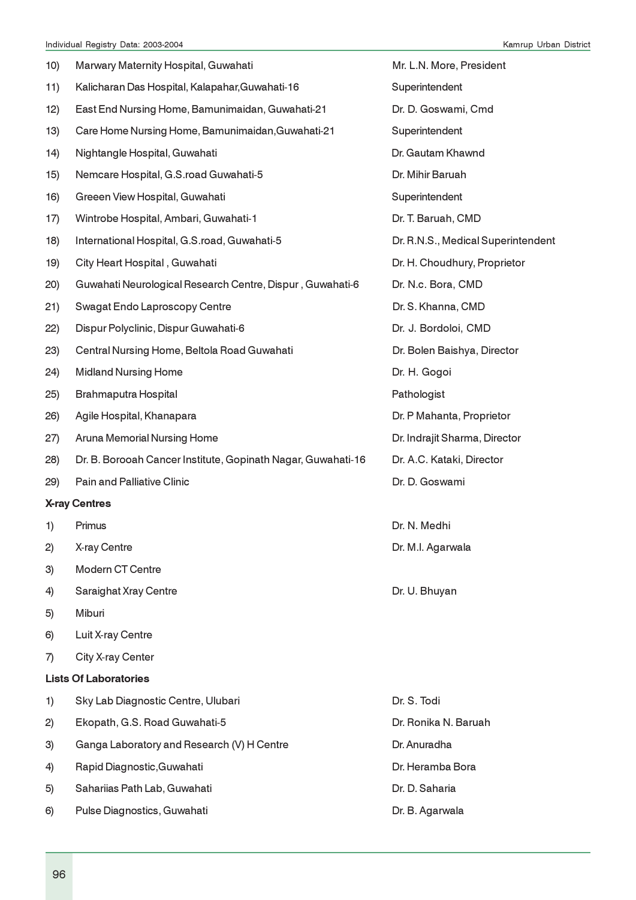| | | |
|---|---|---|
| 10) | Marwary Maternity Hospital, Guwahati | Mr. L.N. More, President |
| 11) | Kalicharan Das Hospital, Kalapahar,Guwahati-16 | Superintendent |
| 12) | East End Nursing Home, Bamunimaidan, Guwahati-21 | Dr. D. Goswami, Cmd |
| 13) | Care Home Nursing Home, Bamunimaidan,Guwahati-21 | Superintendent |
| 14) | Nightangle Hospital, Guwahati | Dr. Gautam Khawnd |
| 15) | Nemcare Hospital, G.S.road Guwahati-5 | Dr. Mihir Baruah |
| 16) | Greeen View Hospital, Guwahati | Superintendent |
| 17) | Wintrobe Hospital, Ambari, Guwahati-1 | Dr. T. Baruah, CMD |
| 18) | International Hospital, G.S.road, Guwahati-5 | Dr. R.N.S., Medical Superintendent |
| 19) | City Heart Hospital , Guwahati | Dr. H. Choudhury, Proprietor |
| 20) | Guwahati Neurological Research Centre, Dispur , Guwahati-6 | Dr. N.c. Bora, CMD |
| 21) | Swagat Endo Laproscopy Centre | Dr. S. Khanna, CMD |
| 22) | Dispur Polyclinic, Dispur Guwahati-6 | Dr. J. Bordoloi, CMD |
| 23) | Central Nursing Home, Beltola Road Guwahati | Dr. Bolen Baishya, Director |
| 24) | Midland Nursing Home | Dr. H. Gogoi |
| 25) | Brahmaputra Hospital | Pathologist |
| 26) | Agile Hospital, Khanapara | Dr. P Mahanta, Proprietor |
| 27) | Aruna Memorial Nursing Home | Dr. Indrajit Sharma, Director |
| 28) | Dr. B. Borooah Cancer Institute, Gopinath Nagar, Guwahati-16 | Dr. A.C. Kataki, Director |
| 29) | Pain and Palliative Clinic | Dr. D. Goswami |

**X-ray Centres**

| | | |
|---|---|---|
| 1) | Primus | Dr. N. Medhi |
| 2) | X-ray Centre | Dr. M.I. Agarwala |
| 3) | Modern CT Centre | |
| 4) | Saraighat Xray Centre | Dr. U. Bhuyan |
| 5) | Miburi | |
| 6) | Luit X-ray Centre | |
| 7) | City X-ray Center | |

**Lists Of Laboratories**

| | | |
|---|---|---|
| 1) | Sky Lab Diagnostic Centre, Ulubari | Dr. S. Todi |
| 2) | Ekopath, G.S. Road Guwahati-5 | Dr. Ronika N. Baruah |
| 3) | Ganga Laboratory and Research (V) H Centre | Dr. Anuradha |
| 4) | Rapid Diagnostic,Guwahati | Dr. Heramba Bora |
| 5) | Sahariias Path Lab, Guwahati | Dr. D. Saharia |
| 6) | Pulse Diagnostics, Guwahati | Dr. B. Agarwala |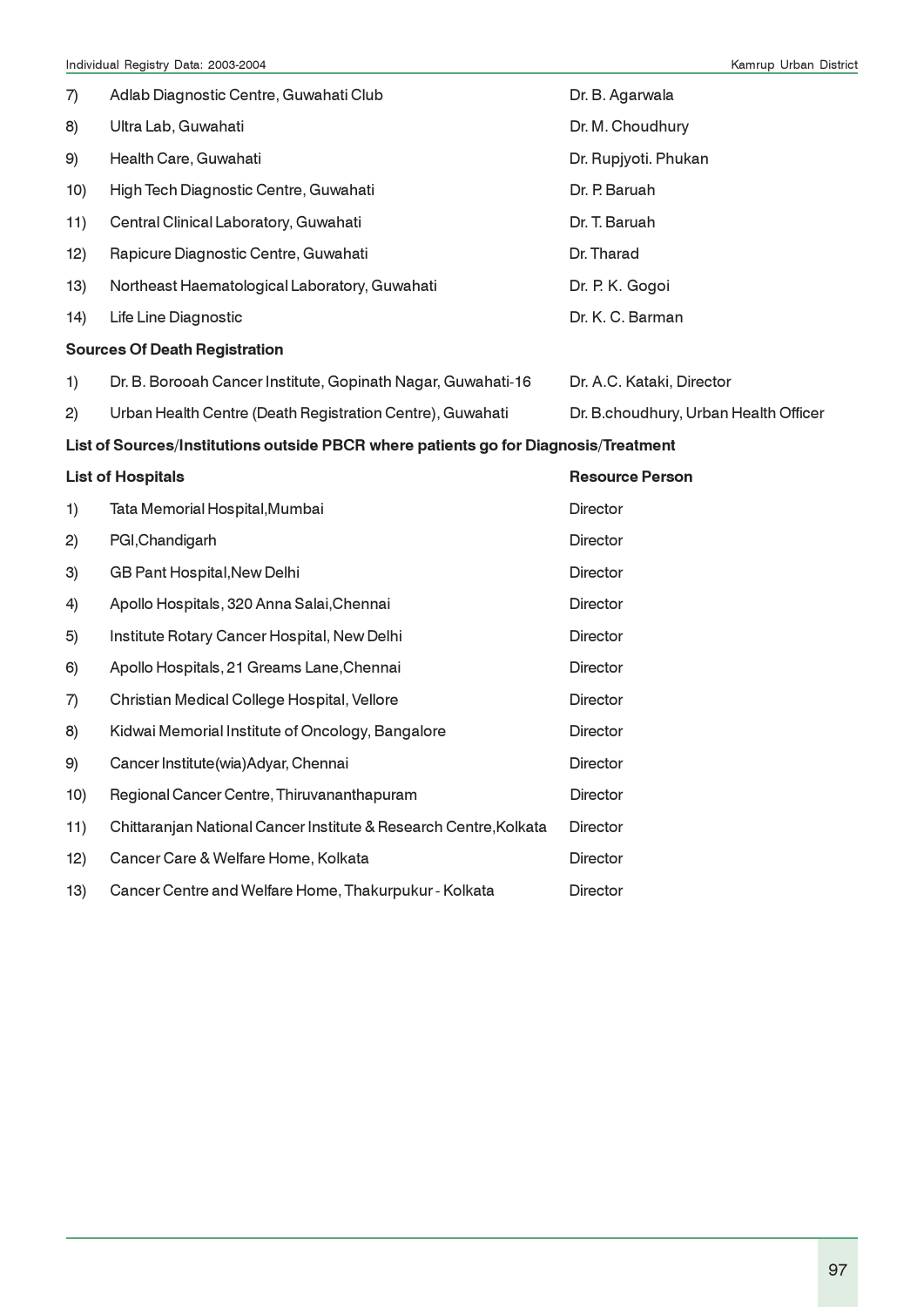| | | |
|---|---|---|
| 7) | Adlab Diagnostic Centre, Guwahati Club | Dr. B. Agarwala |
| 8) | Ultra Lab, Guwahati | Dr. M. Choudhury |
| 9) | Health Care, Guwahati | Dr. Rupjyoti. Phukan |
| 10) | High Tech Diagnostic Centre, Guwahati | Dr. P. Baruah |
| 11) | Central Clinical Laboratory, Guwahati | Dr. T. Baruah |
| 12) | Rapicure Diagnostic Centre, Guwahati | Dr. Tharad |
| 13) | Northeast Haematological Laboratory, Guwahati | Dr. P. K. Gogoi |
| 14) | Life Line Diagnostic | Dr. K. C. Barman |

**Sources Of Death Registration**

| | | |
|---|---|---|
| 1) | Dr. B. Borooah Cancer Institute, Gopinath Nagar, Guwahati-16 | Dr. A.C. Kataki, Director |
| 2) | Urban Health Centre (Death Registration Centre), Guwahati | Dr. B.choudhury, Urban Health Officer |

**List of Sources/Institutions outside PBCR where patients go for Diagnosis/Treatment**

| | **List of Hospitals** | **Resource Person** |
|---|---|---|
| 1) | Tata Memorial Hospital,Mumbai | Director |
| 2) | PGI,Chandigarh | Director |
| 3) | GB Pant Hospital,New Delhi | Director |
| 4) | Apollo Hospitals, 320 Anna Salai,Chennai | Director |
| 5) | Institute Rotary Cancer Hospital, New Delhi | Director |
| 6) | Apollo Hospitals, 21 Greams Lane,Chennai | Director |
| 7) | Christian Medical College Hospital, Vellore | Director |
| 8) | Kidwai Memorial Institute of Oncology, Bangalore | Director |
| 9) | Cancer Institute(wia)Adyar, Chennai | Director |
| 10) | Regional Cancer Centre, Thiruvananthapuram | Director |
| 11) | Chittaranjan National Cancer Institute & Research Centre,Kolkata | Director |
| 12) | Cancer Care & Welfare Home, Kolkata | Director |
| 13) | Cancer Centre and Welfare Home, Thakurpukur - Kolkata | Director |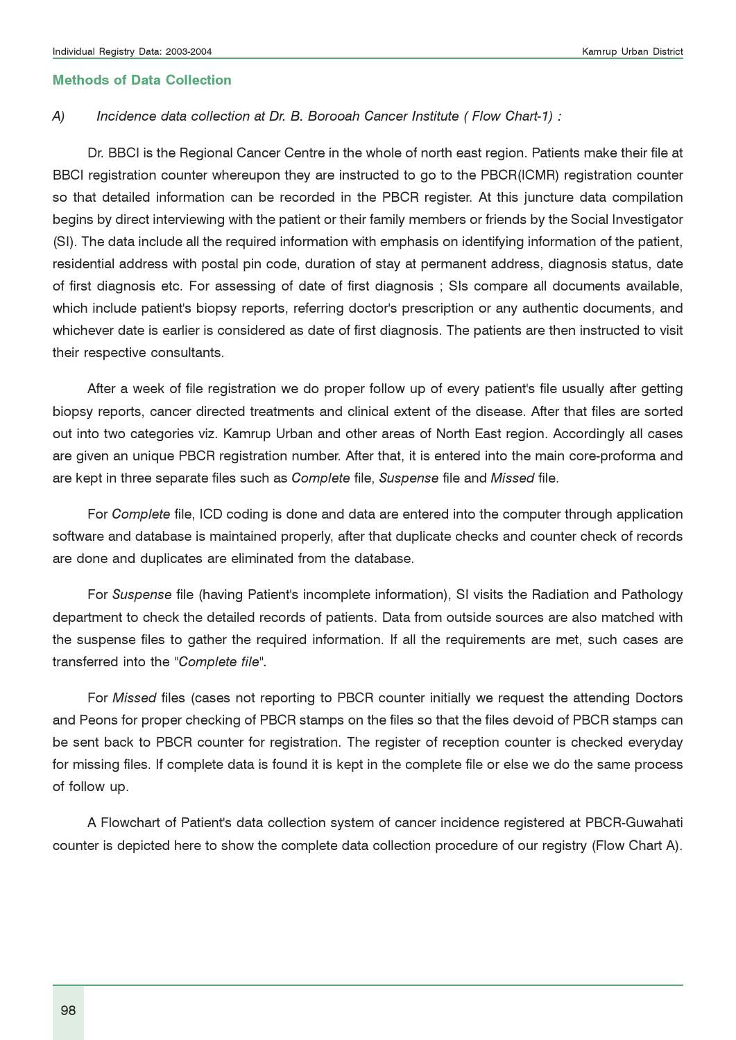## Methods of Data Collection

*A) Incidence data collection at Dr. B. Borooah Cancer Institute ( Flow Chart-1) :*

Dr. BBCI is the Regional Cancer Centre in the whole of north east region. Patients make their file at BBCI registration counter whereupon they are instructed to go to the PBCR(ICMR) registration counter so that detailed information can be recorded in the PBCR register. At this juncture data compilation begins by direct interviewing with the patient or their family members or friends by the Social Investigator (SI). The data include all the required information with emphasis on identifying information of the patient, residential address with postal pin code, duration of stay at permanent address, diagnosis status, date of first diagnosis etc. For assessing of date of first diagnosis ; SIs compare all documents available, which include patient's biopsy reports, referring doctor's prescription or any authentic documents, and whichever date is earlier is considered as date of first diagnosis. The patients are then instructed to visit their respective consultants.

After a week of file registration we do proper follow up of every patient's file usually after getting biopsy reports, cancer directed treatments and clinical extent of the disease. After that files are sorted out into two categories viz. Kamrup Urban and other areas of North East region. Accordingly all cases are given an unique PBCR registration number. After that, it is entered into the main core-proforma and are kept in three separate files such as *Complete* file, *Suspense* file and *Missed* file.

For *Complete* file, ICD coding is done and data are entered into the computer through application software and database is maintained properly, after that duplicate checks and counter check of records are done and duplicates are eliminated from the database.

For *Suspense* file (having Patient's incomplete information), SI visits the Radiation and Pathology department to check the detailed records of patients. Data from outside sources are also matched with the suspense files to gather the required information. If all the requirements are met, such cases are transferred into the "*Complete file*".

For *Missed* files (cases not reporting to PBCR counter initially we request the attending Doctors and Peons for proper checking of PBCR stamps on the files so that the files devoid of PBCR stamps can be sent back to PBCR counter for registration. The register of reception counter is checked everyday for missing files. If complete data is found it is kept in the complete file or else we do the same process of follow up.

A Flowchart of Patient's data collection system of cancer incidence registered at PBCR-Guwahati counter is depicted here to show the complete data collection procedure of our registry (Flow Chart A).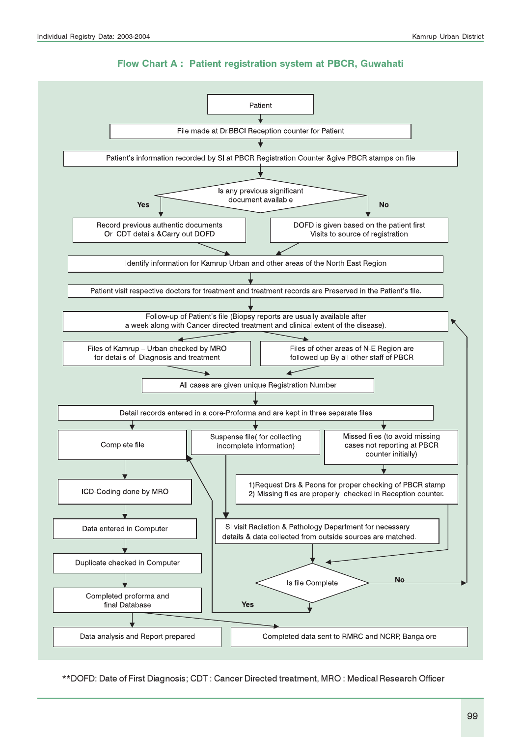## Flow Chart A : Patient registration system at PBCR, Guwahati

Patient

File made at Dr.BBCI Reception counter for Patient

Patient's information recorded by SI at PBCR Registration Counter &give PBCR stamps on file

Is any previous significant document available

Yes

Record previous authentic documents Or CDT details &Carry out DOFD

No

DOFD is given based on the patient first Visits to source of registration

Identify information for Kamrup Urban and other areas of the North East Region

Patient visit respective doctors for treatment and treatment records are Preserved in the Patient's file.

Follow-up of Patient's file (Biopsy reports are usually available after a week along with Cancer directed treatment and clinical extent of the disease).

Files of Kamrup – Urban checked by MRO for details of Diagnosis and treatment

Files of other areas of N-E Region are followed up By all other staff of PBCR

All cases are given unique Registration Number

Detail records entered in a core-Proforma and are kept in three separate files

Complete file

Suspense file( for collecting incomplete information)

Missed files (to avoid missing cases not reporting at PBCR counter initially)

ICD-Coding done by MRO

1)Request Drs & Peons for proper checking of PBCR stamp
2) Missing files are properly checked in Reception counter.

Data entered in Computer

SI visit Radiation & Pathology Department for necessary details & data collected from outside sources are matched.

Duplicate checked in Computer

Is file Complete

No

Yes

Completed proforma and final Database

Data analysis and Report prepared

Completed data sent to RMRC and NCRP, Bangalore

**DOFD: Date of First Diagnosis; CDT : Cancer Directed treatment, MRO : Medical Research Officer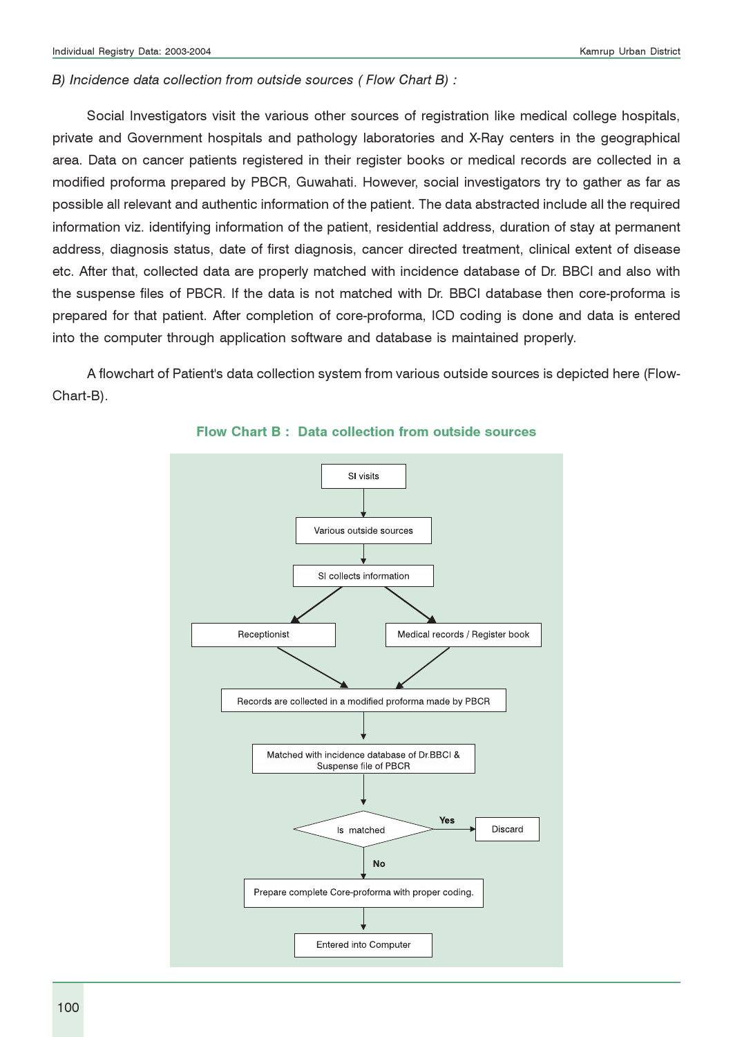*B) Incidence data collection from outside sources ( Flow Chart B) :*

Social Investigators visit the various other sources of registration like medical college hospitals, private and Government hospitals and pathology laboratories and X-Ray centers in the geographical area. Data on cancer patients registered in their register books or medical records are collected in a modified proforma prepared by PBCR, Guwahati. However, social investigators try to gather as far as possible all relevant and authentic information of the patient. The data abstracted include all the required information viz. identifying information of the patient, residential address, duration of stay at permanent address, diagnosis status, date of first diagnosis, cancer directed treatment, clinical extent of disease etc. After that, collected data are properly matched with incidence database of Dr. BBCI and also with the suspense files of PBCR. If the data is not matched with Dr. BBCI database then core-proforma is prepared for that patient. After completion of core-proforma, ICD coding is done and data is entered into the computer through application software and database is maintained properly.

A flowchart of Patient's data collection system from various outside sources is depicted here (Flow-Chart-B).

**Flow Chart B : Data collection from outside sources**

```
SI visits
   ↓
Various outside sources
   ↓
SI collects information
   ↙                ↘
Receptionist     Medical records / Register book
   ↘                ↙
Records are collected in a modified proforma made by PBCR
   ↓
Matched with incidence database of Dr.BBCI &
Suspense file of PBCR
   ↓
Is matched  —Yes→  Discard
   ↓ No
Prepare complete Core-proforma with proper coding.
   ↓
Entered into Computer
```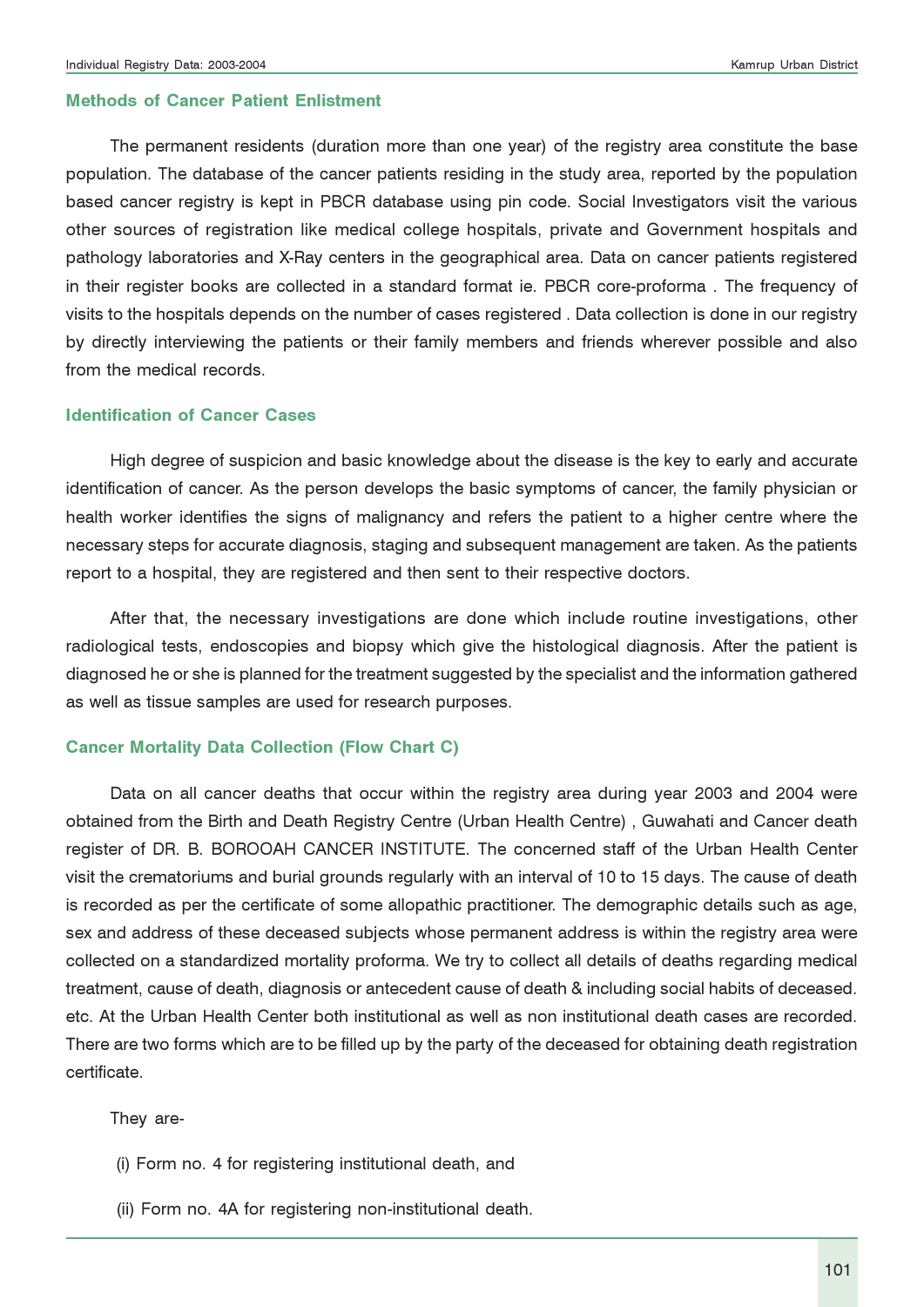## Methods of Cancer Patient Enlistment

The permanent residents (duration more than one year) of the registry area constitute the base population. The database of the cancer patients residing in the study area, reported by the population based cancer registry is kept in PBCR database using pin code. Social Investigators visit the various other sources of registration like medical college hospitals, private and Government hospitals and pathology laboratories and X-Ray centers in the geographical area. Data on cancer patients registered in their register books are collected in a standard format ie. PBCR core-proforma . The frequency of visits to the hospitals depends on the number of cases registered . Data collection is done in our registry by directly interviewing the patients or their family members and friends wherever possible and also from the medical records.

## Identification of Cancer Cases

High degree of suspicion and basic knowledge about the disease is the key to early and accurate identification of cancer. As the person develops the basic symptoms of cancer, the family physician or health worker identifies the signs of malignancy and refers the patient to a higher centre where the necessary steps for accurate diagnosis, staging and subsequent management are taken. As the patients report to a hospital, they are registered and then sent to their respective doctors.

After that, the necessary investigations are done which include routine investigations, other radiological tests, endoscopies and biopsy which give the histological diagnosis. After the patient is diagnosed he or she is planned for the treatment suggested by the specialist and the information gathered as well as tissue samples are used for research purposes.

## Cancer Mortality Data Collection (Flow Chart C)

Data on all cancer deaths that occur within the registry area during year 2003 and 2004 were obtained from the Birth and Death Registry Centre (Urban Health Centre) , Guwahati and Cancer death register of DR. B. BOROOAH CANCER INSTITUTE. The concerned staff of the Urban Health Center visit the crematoriums and burial grounds regularly with an interval of 10 to 15 days. The cause of death is recorded as per the certificate of some allopathic practitioner. The demographic details such as age, sex and address of these deceased subjects whose permanent address is within the registry area were collected on a standardized mortality proforma. We try to collect all details of deaths regarding medical treatment, cause of death, diagnosis or antecedent cause of death & including social habits of deceased. etc. At the Urban Health Center both institutional as well as non institutional death cases are recorded. There are two forms which are to be filled up by the party of the deceased for obtaining death registration certificate.

They are-

(i) Form no. 4 for registering institutional death, and

(ii) Form no. 4A for registering non-institutional death.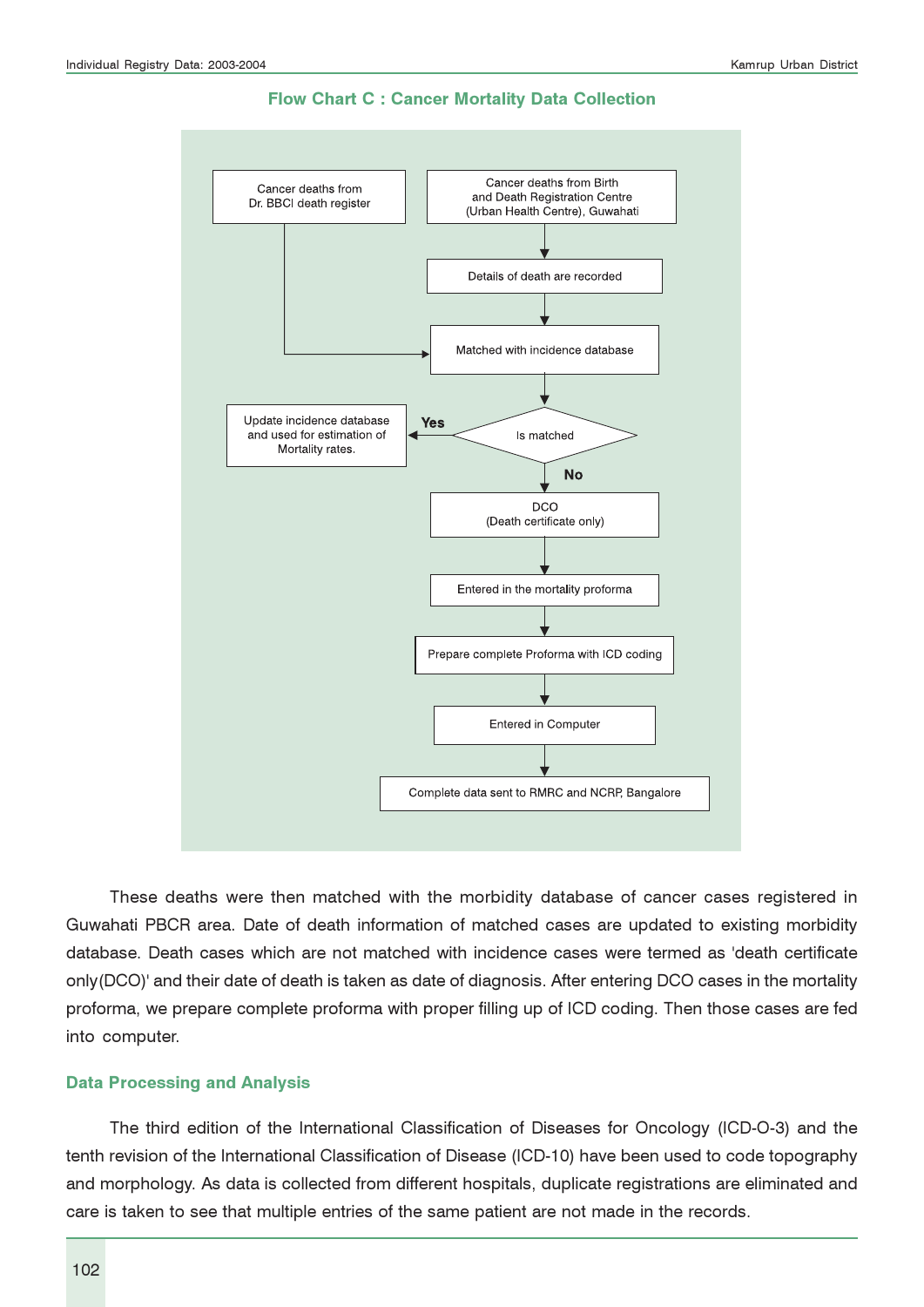### Flow Chart C : Cancer Mortality Data Collection

Cancer deaths from Dr. BBCI death register

Cancer deaths from Birth and Death Registration Centre (Urban Health Centre), Guwahati

Details of death are recorded

Matched with incidence database

Is matched

Yes

Update incidence database and used for estimation of Mortality rates.

No

DCO (Death certificate only)

Entered in the mortality proforma

Prepare complete Proforma with ICD coding

Entered in Computer

Complete data sent to RMRC and NCRP, Bangalore

These deaths were then matched with the morbidity database of cancer cases registered in Guwahati PBCR area. Date of death information of matched cases are updated to existing morbidity database. Death cases which are not matched with incidence cases were termed as 'death certificate only(DCO)' and their date of death is taken as date of diagnosis. After entering DCO cases in the mortality proforma, we prepare complete proforma with proper filling up of ICD coding. Then those cases are fed into computer.

### Data Processing and Analysis

The third edition of the International Classification of Diseases for Oncology (ICD-O-3) and the tenth revision of the International Classification of Disease (ICD-10) have been used to code topography and morphology. As data is collected from different hospitals, duplicate registrations are eliminated and care is taken to see that multiple entries of the same patient are not made in the records.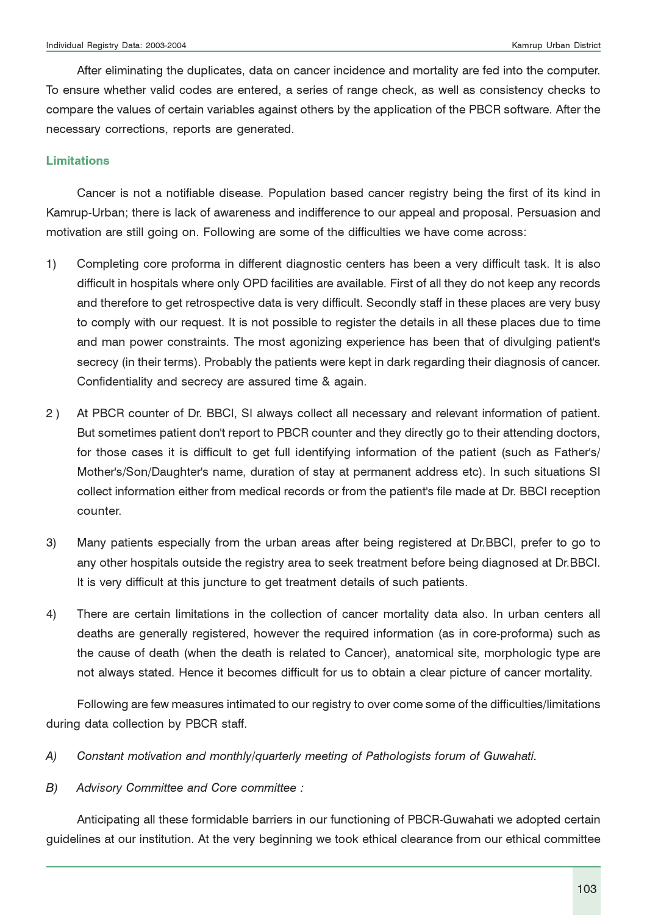After eliminating the duplicates, data on cancer incidence and mortality are fed into the computer. To ensure whether valid codes are entered, a series of range check, as well as consistency checks to compare the values of certain variables against others by the application of the PBCR software. After the necessary corrections, reports are generated.

### Limitations

Cancer is not a notifiable disease. Population based cancer registry being the first of its kind in Kamrup-Urban; there is lack of awareness and indifference to our appeal and proposal. Persuasion and motivation are still going on. Following are some of the difficulties we have come across:

1) Completing core proforma in different diagnostic centers has been a very difficult task. It is also difficult in hospitals where only OPD facilities are available. First of all they do not keep any records and therefore to get retrospective data is very difficult. Secondly staff in these places are very busy to comply with our request. It is not possible to register the details in all these places due to time and man power constraints. The most agonizing experience has been that of divulging patient's secrecy (in their terms). Probably the patients were kept in dark regarding their diagnosis of cancer. Confidentiality and secrecy are assured time & again.

2 ) At PBCR counter of Dr. BBCI, SI always collect all necessary and relevant information of patient. But sometimes patient don't report to PBCR counter and they directly go to their attending doctors, for those cases it is difficult to get full identifying information of the patient (such as Father's/ Mother's/Son/Daughter's name, duration of stay at permanent address etc). In such situations SI collect information either from medical records or from the patient's file made at Dr. BBCI reception counter.

3) Many patients especially from the urban areas after being registered at Dr.BBCI, prefer to go to any other hospitals outside the registry area to seek treatment before being diagnosed at Dr.BBCI. It is very difficult at this juncture to get treatment details of such patients.

4) There are certain limitations in the collection of cancer mortality data also. In urban centers all deaths are generally registered, however the required information (as in core-proforma) such as the cause of death (when the death is related to Cancer), anatomical site, morphologic type are not always stated. Hence it becomes difficult for us to obtain a clear picture of cancer mortality.

Following are few measures intimated to our registry to over come some of the difficulties/limitations during data collection by PBCR staff.

*A) Constant motivation and monthly/quarterly meeting of Pathologists forum of Guwahati.*

*B) Advisory Committee and Core committee :*

Anticipating all these formidable barriers in our functioning of PBCR-Guwahati we adopted certain guidelines at our institution. At the very beginning we took ethical clearance from our ethical committee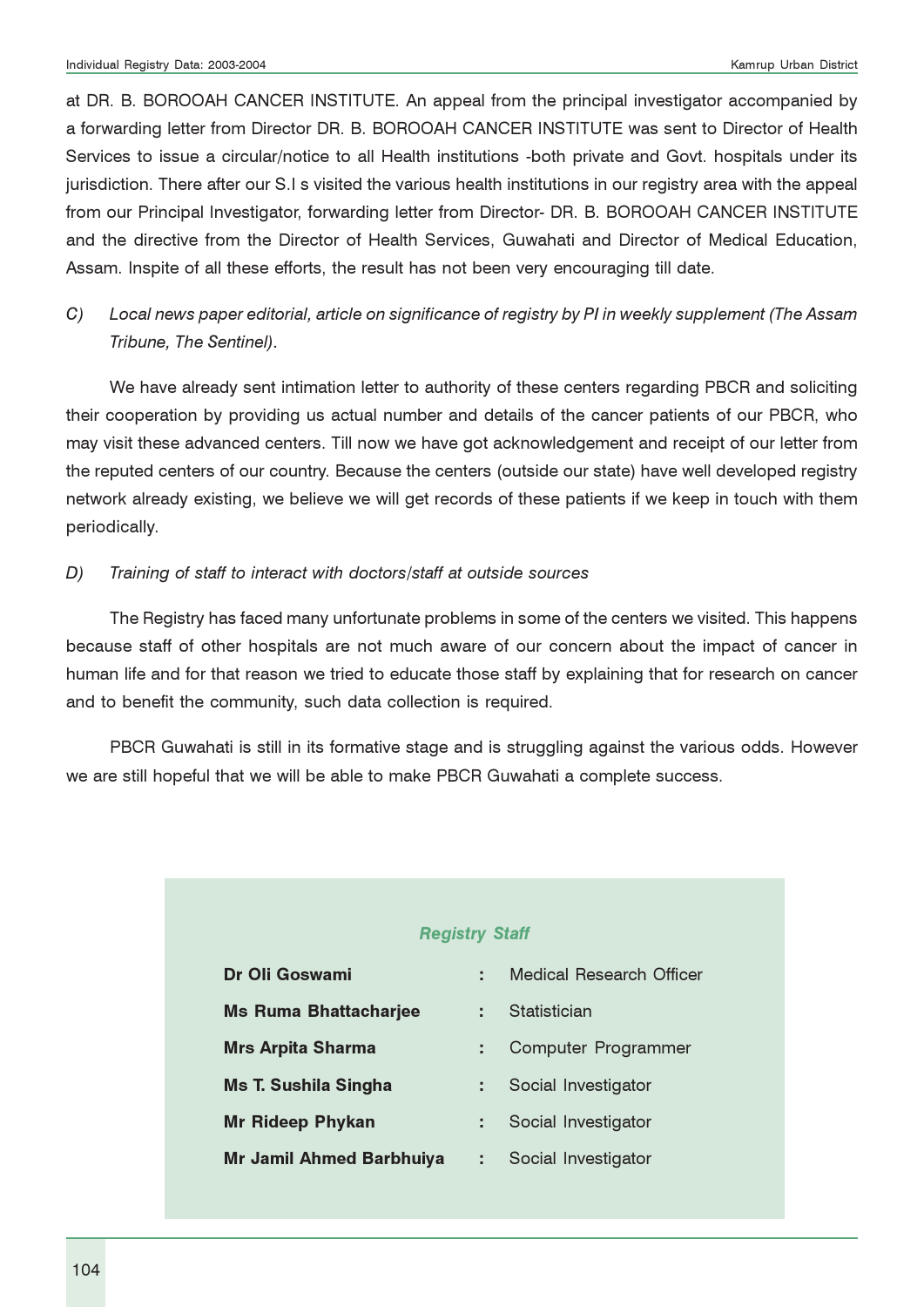at DR. B. BOROOAH CANCER INSTITUTE. An appeal from the principal investigator accompanied by a forwarding letter from Director DR. B. BOROOAH CANCER INSTITUTE was sent to Director of Health Services to issue a circular/notice to all Health institutions -both private and Govt. hospitals under its jurisdiction. There after our S.I s visited the various health institutions in our registry area with the appeal from our Principal Investigator, forwarding letter from Director- DR. B. BOROOAH CANCER INSTITUTE and the directive from the Director of Health Services, Guwahati and Director of Medical Education, Assam. Inspite of all these efforts, the result has not been very encouraging till date.

*C) Local news paper editorial, article on significance of registry by PI in weekly supplement (The Assam Tribune, The Sentinel).*

We have already sent intimation letter to authority of these centers regarding PBCR and soliciting their cooperation by providing us actual number and details of the cancer patients of our PBCR, who may visit these advanced centers. Till now we have got acknowledgement and receipt of our letter from the reputed centers of our country. Because the centers (outside our state) have well developed registry network already existing, we believe we will get records of these patients if we keep in touch with them periodically.

*D) Training of staff to interact with doctors/staff at outside sources*

The Registry has faced many unfortunate problems in some of the centers we visited. This happens because staff of other hospitals are not much aware of our concern about the impact of cancer in human life and for that reason we tried to educate those staff by explaining that for research on cancer and to benefit the community, such data collection is required.

PBCR Guwahati is still in its formative stage and is struggling against the various odds. However we are still hopeful that we will be able to make PBCR Guwahati a complete success.

***Registry Staff***

| | | |
|---|---|---|
| **Dr Oli Goswami** | : | Medical Research Officer |
| **Ms Ruma Bhattacharjee** | : | Statistician |
| **Mrs Arpita Sharma** | : | Computer Programmer |
| **Ms T. Sushila Singha** | : | Social Investigator |
| **Mr Rideep Phykan** | : | Social Investigator |
| **Mr Jamil Ahmed Barbhuiya** | : | Social Investigator |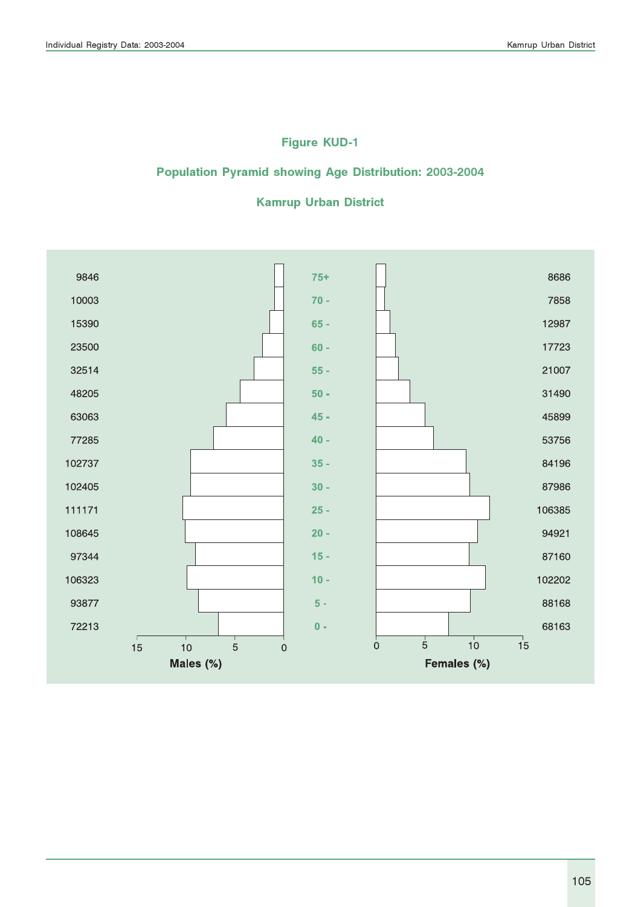## Figure KUD-1

## Population Pyramid showing Age Distribution: 2003-2004

## Kamrup Urban District

| Males | Age | Females |
|---|---|---|
| 9846 | 75+ | 8686 |
| 10003 | 70 - | 7858 |
| 15390 | 65 - | 12987 |
| 23500 | 60 - | 17723 |
| 32514 | 55 - | 21007 |
| 48205 | 50 - | 31490 |
| 63063 | 45 - | 45899 |
| 77285 | 40 - | 53756 |
| 102737 | 35 - | 84196 |
| 102405 | 30 - | 87986 |
| 111171 | 25 - | 106385 |
| 108645 | 20 - | 94921 |
| 97344 | 15 - | 87160 |
| 106323 | 10 - | 102202 |
| 93877 | 5 - | 88168 |
| 72213 | 0 - | 68163 |

Males (%)  Females (%)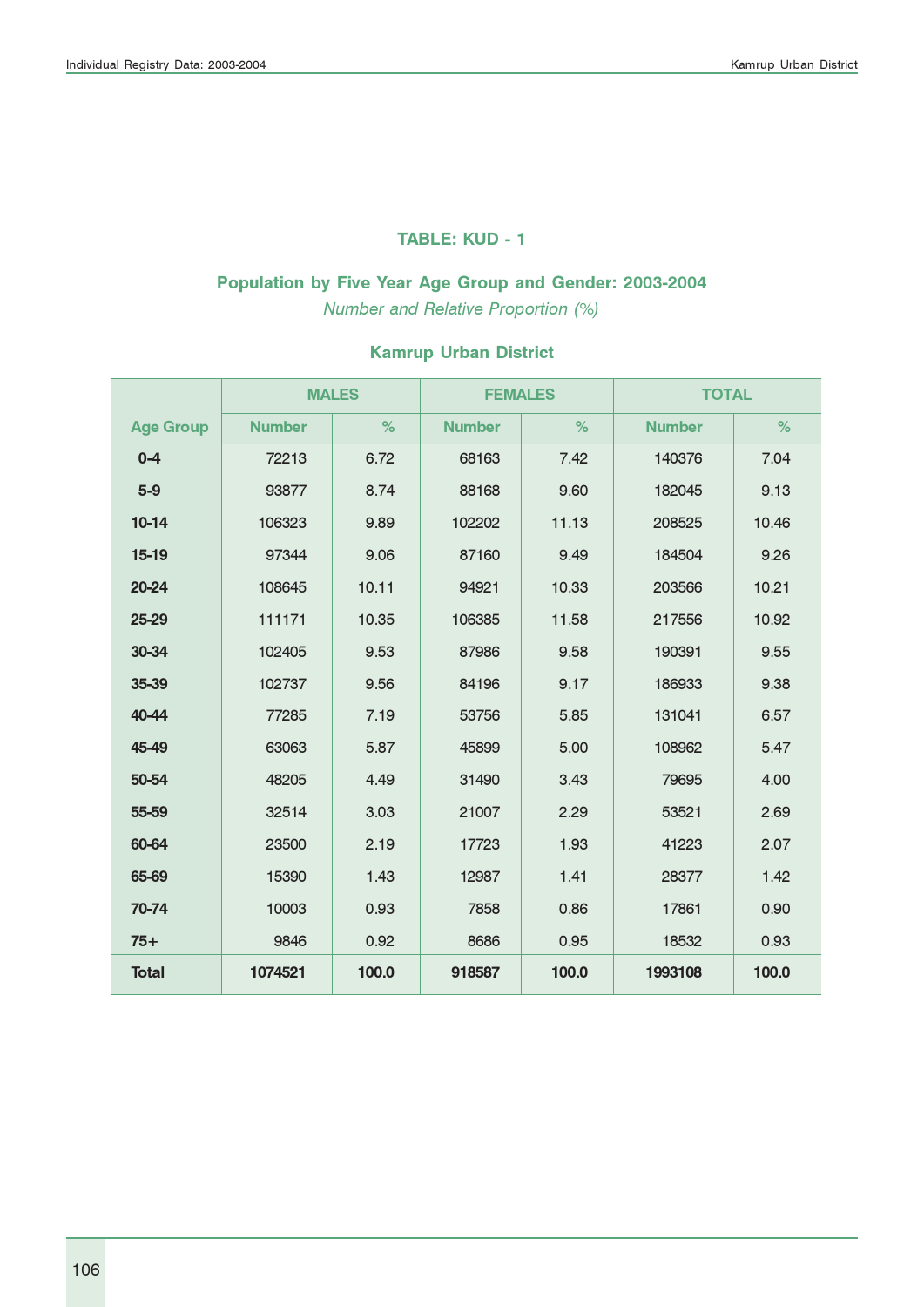### TABLE: KUD - 1

**Population by Five Year Age Group and Gender: 2003-2004**

*Number and Relative Proportion (%)*

**Kamrup Urban District**

| Age Group | MALES | | FEMALES | | TOTAL | |
|---|---|---|---|---|---|---|
| | Number | % | Number | % | Number | % |
| 0-4 | 72213 | 6.72 | 68163 | 7.42 | 140376 | 7.04 |
| 5-9 | 93877 | 8.74 | 88168 | 9.60 | 182045 | 9.13 |
| 10-14 | 106323 | 9.89 | 102202 | 11.13 | 208525 | 10.46 |
| 15-19 | 97344 | 9.06 | 87160 | 9.49 | 184504 | 9.26 |
| 20-24 | 108645 | 10.11 | 94921 | 10.33 | 203566 | 10.21 |
| 25-29 | 111171 | 10.35 | 106385 | 11.58 | 217556 | 10.92 |
| 30-34 | 102405 | 9.53 | 87986 | 9.58 | 190391 | 9.55 |
| 35-39 | 102737 | 9.56 | 84196 | 9.17 | 186933 | 9.38 |
| 40-44 | 77285 | 7.19 | 53756 | 5.85 | 131041 | 6.57 |
| 45-49 | 63063 | 5.87 | 45899 | 5.00 | 108962 | 5.47 |
| 50-54 | 48205 | 4.49 | 31490 | 3.43 | 79695 | 4.00 |
| 55-59 | 32514 | 3.03 | 21007 | 2.29 | 53521 | 2.69 |
| 60-64 | 23500 | 2.19 | 17723 | 1.93 | 41223 | 2.07 |
| 65-69 | 15390 | 1.43 | 12987 | 1.41 | 28377 | 1.42 |
| 70-74 | 10003 | 0.93 | 7858 | 0.86 | 17861 | 0.90 |
| 75+ | 9846 | 0.92 | 8686 | 0.95 | 18532 | 0.93 |
| **Total** | **1074521** | **100.0** | **918587** | **100.0** | **1993108** | **100.0** |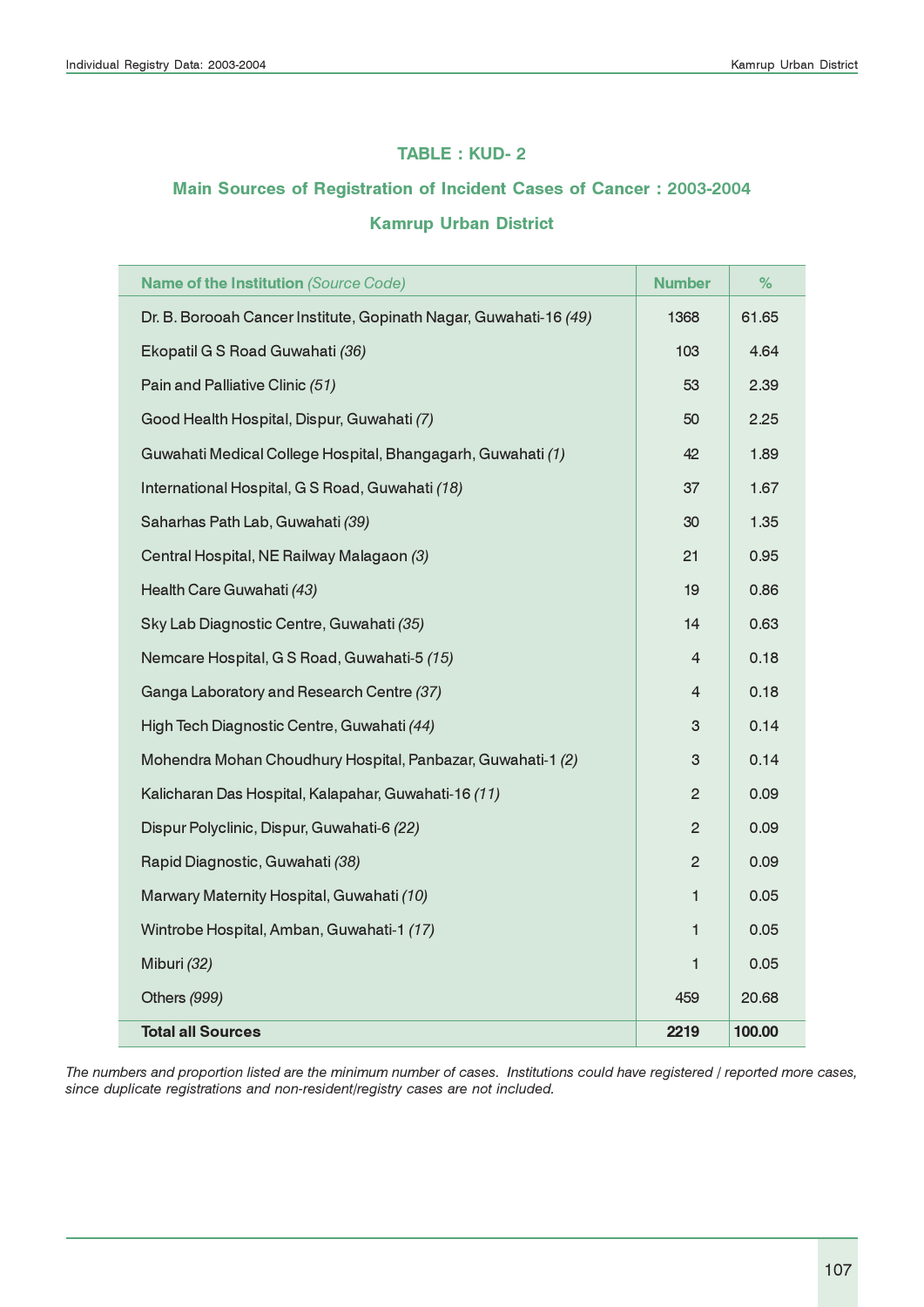## TABLE : KUD- 2

### Main Sources of Registration of Incident Cases of Cancer : 2003-2004

### Kamrup Urban District

| Name of the Institution *(Source Code)* | Number | % |
|---|---|---|
| Dr. B. Borooah Cancer Institute, Gopinath Nagar, Guwahati-16 *(49)* | 1368 | 61.65 |
| Ekopatil G S Road Guwahati *(36)* | 103 | 4.64 |
| Pain and Palliative Clinic *(51)* | 53 | 2.39 |
| Good Health Hospital, Dispur, Guwahati *(7)* | 50 | 2.25 |
| Guwahati Medical College Hospital, Bhangagarh, Guwahati *(1)* | 42 | 1.89 |
| International Hospital, G S Road, Guwahati *(18)* | 37 | 1.67 |
| Saharhas Path Lab, Guwahati *(39)* | 30 | 1.35 |
| Central Hospital, NE Railway Malagaon *(3)* | 21 | 0.95 |
| Health Care Guwahati *(43)* | 19 | 0.86 |
| Sky Lab Diagnostic Centre, Guwahati *(35)* | 14 | 0.63 |
| Nemcare Hospital, G S Road, Guwahati-5 *(15)* | 4 | 0.18 |
| Ganga Laboratory and Research Centre *(37)* | 4 | 0.18 |
| High Tech Diagnostic Centre, Guwahati *(44)* | 3 | 0.14 |
| Mohendra Mohan Choudhury Hospital, Panbazar, Guwahati-1 *(2)* | 3 | 0.14 |
| Kalicharan Das Hospital, Kalapahar, Guwahati-16 *(11)* | 2 | 0.09 |
| Dispur Polyclinic, Dispur, Guwahati-6 *(22)* | 2 | 0.09 |
| Rapid Diagnostic, Guwahati *(38)* | 2 | 0.09 |
| Marwary Maternity Hospital, Guwahati *(10)* | 1 | 0.05 |
| Wintrobe Hospital, Amban, Guwahati-1 *(17)* | 1 | 0.05 |
| Miburi *(32)* | 1 | 0.05 |
| Others *(999)* | 459 | 20.68 |
| **Total all Sources** | **2219** | **100.00** |

*The numbers and proportion listed are the minimum number of cases. Institutions could have registered / reported more cases, since duplicate registrations and non-resident/registry cases are not included.*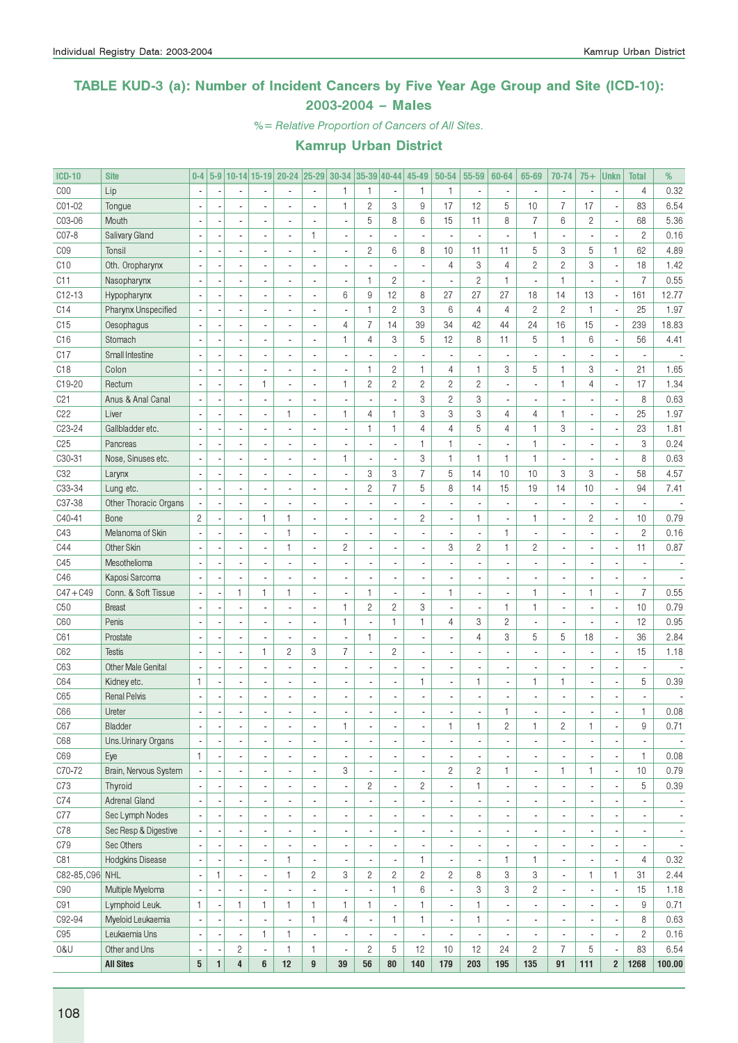## TABLE KUD-3 (a): Number of Incident Cancers by Five Year Age Group and Site (ICD-10): 2003-2004 – Males

*%= Relative Proportion of Cancers of All Sites.*

### Kamrup Urban District

| ICD-10 | Site | 0-4 | 5-9 | 10-14 | 15-19 | 20-24 | 25-29 | 30-34 | 35-39 | 40-44 | 45-49 | 50-54 | 55-59 | 60-64 | 65-69 | 70-74 | 75+ | Unkn | Total | % |
|---|---|---|---|---|---|---|---|---|---|---|---|---|---|---|---|---|---|---|---|---|
| C00 | Lip | - | - | - | - | - | - | 1 | 1 | - | 1 | 1 | - | - | - | - | - | - | 4 | 0.32 |
| C01-02 | Tongue | - | - | - | - | - | - | 1 | 2 | 3 | 9 | 17 | 12 | 5 | 10 | 7 | 17 | - | 83 | 6.54 |
| C03-06 | Mouth | - | - | - | - | - | - | - | 5 | 8 | 6 | 15 | 11 | 8 | 7 | 6 | 2 | - | 68 | 5.36 |
| C07-8 | Salivary Gland | - | - | - | - | - | 1 | - | - | - | - | - | - | - | 1 | - | - | - | 2 | 0.16 |
| C09 | Tonsil | - | - | - | - | - | - | - | 2 | 6 | 8 | 10 | 11 | 11 | 5 | 3 | 5 | 1 | 62 | 4.89 |
| C10 | Oth. Oropharynx | - | - | - | - | - | - | - | - | - | - | 4 | 3 | 4 | 2 | 2 | 3 | - | 18 | 1.42 |
| C11 | Nasopharynx | - | - | - | - | - | - | - | 1 | 2 | - | - | 2 | 1 | - | 1 | - | - | 7 | 0.55 |
| C12-13 | Hypopharynx | - | - | - | - | - | - | 6 | 9 | 12 | 8 | 27 | 27 | 27 | 18 | 14 | 13 | - | 161 | 12.77 |
| C14 | Pharynx Unspecified | - | - | - | - | - | - | - | 1 | 2 | 3 | 6 | 4 | 4 | 2 | 2 | 1 | - | 25 | 1.97 |
| C15 | Oesophagus | - | - | - | - | - | - | 4 | 7 | 14 | 39 | 34 | 42 | 44 | 24 | 16 | 15 | - | 239 | 18.83 |
| C16 | Stomach | - | - | - | - | - | - | 1 | 4 | 3 | 5 | 12 | 8 | 11 | 5 | 1 | 6 | - | 56 | 4.41 |
| C17 | Small Intestine | - | - | - | - | - | - | - | - | - | - | - | - | - | - | - | - | - | - | - |
| C18 | Colon | - | - | - | - | - | - | - | 1 | 2 | 1 | 4 | 1 | 3 | 5 | 1 | 3 | - | 21 | 1.65 |
| C19-20 | Rectum | - | - | - | 1 | - | - | 1 | 2 | 2 | 2 | 2 | 2 | - | - | 1 | 4 | - | 17 | 1.34 |
| C21 | Anus & Anal Canal | - | - | - | - | - | - | - | - | - | 3 | 2 | 3 | - | - | - | - | - | 8 | 0.63 |
| C22 | Liver | - | - | - | - | 1 | - | 1 | 4 | 1 | 3 | 3 | 3 | 4 | 4 | 1 | - | - | 25 | 1.97 |
| C23-24 | Gallbladder etc. | - | - | - | - | - | - | - | 1 | 1 | 4 | 4 | 5 | 4 | 1 | 3 | - | - | 23 | 1.81 |
| C25 | Pancreas | - | - | - | - | - | - | - | - | - | 1 | 1 | - | - | 1 | - | - | - | 3 | 0.24 |
| C30-31 | Nose, Sinuses etc. | - | - | - | - | - | - | 1 | - | - | 3 | 1 | 1 | 1 | 1 | - | - | - | 8 | 0.63 |
| C32 | Larynx | - | - | - | - | - | - | - | 3 | 3 | 7 | 5 | 14 | 10 | 10 | 3 | 3 | - | 58 | 4.57 |
| C33-34 | Lung etc. | - | - | - | - | - | - | - | 2 | 7 | 5 | 8 | 14 | 15 | 19 | 14 | 10 | - | 94 | 7.41 |
| C37-38 | Other Thoracic Organs | - | - | - | - | - | - | - | - | - | - | - | - | - | - | - | - | - | - | - |
| C40-41 | Bone | 2 | - | - | 1 | 1 | - | - | - | - | 2 | - | 1 | - | 1 | - | 2 | - | 10 | 0.79 |
| C43 | Melanoma of Skin | - | - | - | - | 1 | - | - | - | - | - | - | - | 1 | - | - | - | - | 2 | 0.16 |
| C44 | Other Skin | - | - | - | - | 1 | - | 2 | - | - | - | 3 | 2 | 1 | 2 | - | - | - | 11 | 0.87 |
| C45 | Mesothelioma | - | - | - | - | - | - | - | - | - | - | - | - | - | - | - | - | - | - | - |
| C46 | Kaposi Sarcoma | - | - | - | - | - | - | - | - | - | - | - | - | - | - | - | - | - | - | - |
| C47+C49 | Conn. & Soft Tissue | - | - | 1 | 1 | 1 | - | - | 1 | - | - | 1 | - | - | 1 | - | 1 | - | 7 | 0.55 |
| C50 | Breast | - | - | - | - | - | - | 1 | 2 | 2 | 3 | - | - | 1 | 1 | - | - | - | 10 | 0.79 |
| C60 | Penis | - | - | - | - | - | - | 1 | - | 1 | 1 | 4 | 3 | 2 | - | - | - | - | 12 | 0.95 |
| C61 | Prostate | - | - | - | - | - | - | - | 1 | - | - | - | 4 | 3 | 5 | 5 | 18 | - | 36 | 2.84 |
| C62 | Testis | - | - | - | 1 | 2 | 3 | 7 | - | 2 | - | - | - | - | - | - | - | - | 15 | 1.18 |
| C63 | Other Male Genital | - | - | - | - | - | - | - | - | - | - | - | - | - | - | - | - | - | - | - |
| C64 | Kidney etc. | 1 | - | - | - | - | - | - | - | - | 1 | - | 1 | - | 1 | 1 | - | - | 5 | 0.39 |
| C65 | Renal Pelvis | - | - | - | - | - | - | - | - | - | - | - | - | - | - | - | - | - | - | - |
| C66 | Ureter | - | - | - | - | - | - | - | - | - | - | - | - | 1 | - | - | - | - | 1 | 0.08 |
| C67 | Bladder | - | - | - | - | - | - | 1 | - | - | - | 1 | 1 | 2 | 1 | 2 | 1 | - | 9 | 0.71 |
| C68 | Uns.Urinary Organs | - | - | - | - | - | - | - | - | - | - | - | - | - | - | - | - | - | - | - |
| C69 | Eye | 1 | - | - | - | - | - | - | - | - | - | - | - | - | - | - | - | - | 1 | 0.08 |
| C70-72 | Brain, Nervous System | - | - | - | - | - | - | 3 | - | - | - | 2 | 2 | 1 | - | 1 | 1 | - | 10 | 0.79 |
| C73 | Thyroid | - | - | - | - | - | - | - | 2 | - | 2 | - | 1 | - | - | - | - | - | 5 | 0.39 |
| C74 | Adrenal Gland | - | - | - | - | - | - | - | - | - | - | - | - | - | - | - | - | - | - | - |
| C77 | Sec Lymph Nodes | - | - | - | - | - | - | - | - | - | - | - | - | - | - | - | - | - | - | - |
| C78 | Sec Resp & Digestive | - | - | - | - | - | - | - | - | - | - | - | - | - | - | - | - | - | - | - |
| C79 | Sec Others | - | - | - | - | - | - | - | - | - | - | - | - | - | - | - | - | - | - | - |
| C81 | Hodgkins Disease | - | - | - | - | 1 | - | - | - | - | 1 | - | - | 1 | 1 | - | - | - | 4 | 0.32 |
| C82-85,C96 | NHL | - | 1 | - | - | 1 | 2 | 3 | 2 | 2 | 2 | 2 | 8 | 3 | 3 | - | 1 | 1 | 31 | 2.44 |
| C90 | Multiple Myeloma | - | - | - | - | - | - | - | - | 1 | 6 | - | 3 | 3 | 2 | - | - | - | 15 | 1.18 |
| C91 | Lymphoid Leuk. | 1 | - | 1 | 1 | 1 | 1 | 1 | 1 | - | 1 | - | 1 | - | - | - | - | - | 9 | 0.71 |
| C92-94 | Myeloid Leukaemia | - | - | - | - | - | 1 | 4 | - | 1 | 1 | - | 1 | - | - | - | - | - | 8 | 0.63 |
| C95 | Leukaemia Uns | - | - | - | 1 | 1 | - | - | - | - | - | - | - | - | - | - | - | - | 2 | 0.16 |
| O&U | Other and Uns | - | - | 2 | - | 1 | 1 | - | 2 | 5 | 12 | 10 | 12 | 24 | 2 | 7 | 5 | - | 83 | 6.54 |
| | **All Sites** | **5** | **1** | **4** | **6** | **12** | **9** | **39** | **56** | **80** | **140** | **179** | **203** | **195** | **135** | **91** | **111** | **2** | **1268** | **100.00** |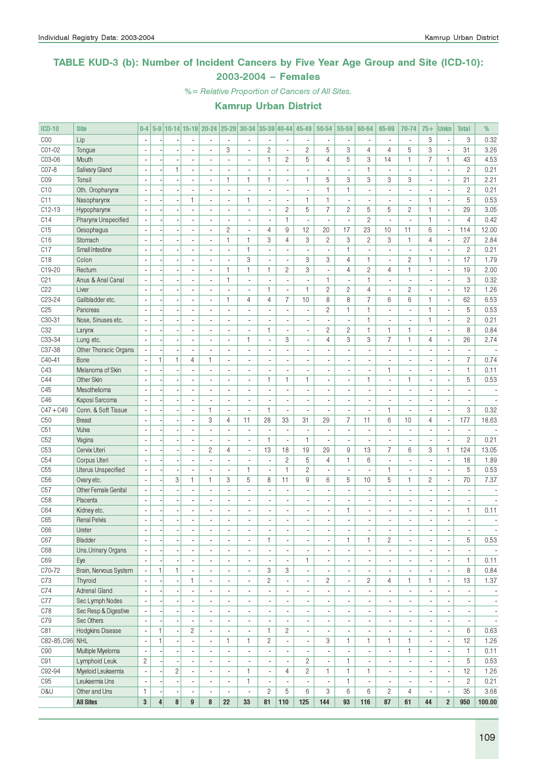## TABLE KUD-3 (b): Number of Incident Cancers by Five Year Age Group and Site (ICD-10): 2003-2004 – Females

*%= Relative Proportion of Cancers of All Sites.*

### Kamrup Urban District

| ICD-10 | Site | 0-4 | 5-9 | 10-14 | 15-19 | 20-24 | 25-29 | 30-34 | 35-39 | 40-44 | 45-49 | 50-54 | 55-59 | 60-64 | 65-69 | 70-74 | 75+ | Unkn | Total | % |
|---|---|---|---|---|---|---|---|---|---|---|---|---|---|---|---|---|---|---|---|---|
| C00 | Lip | - | - | - | - | - | - | - | - | - | - | - | - | - | - | - | 3 | - | 3 | 0.32 |
| C01-02 | Tongue | - | - | - | - | - | 3 | - | 2 | - | 2 | 5 | 3 | 4 | 4 | 5 | 3 | - | 31 | 3.26 |
| C03-06 | Mouth | - | - | - | - | - | - | - | 1 | 2 | 5 | 4 | 5 | 3 | 14 | 1 | 7 | 1 | 43 | 4.53 |
| C07-8 | Salivary Gland | - | - | 1 | - | - | - | - | - | - | - | - | - | 1 | - | - | - | - | 2 | 0.21 |
| C09 | Tonsil | - | - | - | - | - | 1 | 1 | 1 | - | 1 | 5 | 3 | 3 | 3 | 3 | - | - | 21 | 2.21 |
| C10 | Oth. Oropharynx | - | - | - | - | - | - | - | - | - | - | 1 | 1 | - | - | - | - | - | 2 | 0.21 |
| C11 | Nasopharynx | - | - | - | 1 | - | - | 1 | - | - | 1 | 1 | - | - | - | - | 1 | - | 5 | 0.53 |
| C12-13 | Hypopharynx | - | - | - | - | - | - | - | - | 2 | 5 | 7 | 2 | 5 | 5 | 2 | 1 | - | 29 | 3.05 |
| C14 | Pharynx Unspecified | - | - | - | - | - | - | - | - | 1 | - | - | - | 2 | - | - | 1 | - | 4 | 0.42 |
| C15 | Oesophagus | - | - | - | - | - | 2 | - | 4 | 9 | 12 | 20 | 17 | 23 | 10 | 11 | 6 | - | 114 | 12.00 |
| C16 | Stomach | - | - | - | - | - | 1 | 1 | 3 | 4 | 3 | 2 | 3 | 2 | 3 | 1 | 4 | - | 27 | 2.84 |
| C17 | Small Intestine | - | - | - | - | - | - | 1 | - | - | - | - | 1 | - | - | - | - | - | 2 | 0.21 |
| C18 | Colon | - | - | - | - | - | - | 3 | - | - | 3 | 3 | 4 | 1 | - | 2 | 1 | - | 17 | 1.79 |
| C19-20 | Rectum | - | - | - | - | - | 1 | 1 | 1 | 2 | 3 | - | 4 | 2 | 4 | 1 | - | - | 19 | 2.00 |
| C21 | Anus & Anal Canal | - | - | - | - | - | 1 | - | - | - | - | 1 | - | 1 | - | - | - | - | 3 | 0.32 |
| C22 | Liver | - | - | - | - | - | - | - | 1 | - | 1 | 2 | 2 | 4 | - | 2 | - | - | 12 | 1.26 |
| C23-24 | Gallbladder etc. | - | - | - | - | - | 1 | 4 | 4 | 7 | 10 | 8 | 8 | 7 | 6 | 6 | 1 | - | 62 | 6.53 |
| C25 | Pancreas | - | - | - | - | - | - | - | - | - | - | 2 | 1 | 1 | - | - | 1 | - | 5 | 0.53 |
| C30-31 | Nose, Sinuses etc. | - | - | - | - | - | - | - | - | - | - | - | - | 1 | - | - | 1 | - | 2 | 0.21 |
| C32 | Larynx | - | - | - | - | - | - | - | 1 | - | - | 2 | 2 | 1 | 1 | 1 | - | - | 8 | 0.84 |
| C33-34 | Lung etc. | - | - | - | - | - | - | 1 | - | 3 | - | 4 | 3 | 3 | 7 | 1 | 4 | - | 26 | 2.74 |
| C37-38 | Other Thoracic Organs | - | - | - | - | - | - | - | - | - | - | - | - | - | - | - | - | - | - | - |
| C40-41 | Bone | - | 1 | 1 | 4 | 1 | - | - | - | - | - | - | - | - | - | - | - | - | 7 | 0.74 |
| C43 | Melanoma of Skin | - | - | - | - | - | - | - | - | - | - | - | - | - | 1 | - | - | - | 1 | 0.11 |
| C44 | Other Skin | - | - | - | - | - | - | - | 1 | 1 | 1 | - | - | 1 | - | 1 | - | - | 5 | 0.53 |
| C45 | Mesothelioma | - | - | - | - | - | - | - | - | - | - | - | - | - | - | - | - | - | - | - |
| C46 | Kaposi Sarcoma | - | - | - | - | - | - | - | - | - | - | - | - | - | - | - | - | - | - | - |
| C47+C49 | Conn. & Soft Tissue | - | - | - | - | 1 | - | - | 1 | - | - | - | - | - | 1 | - | - | - | 3 | 0.32 |
| C50 | Breast | - | - | - | - | 3 | 4 | 11 | 28 | 33 | 31 | 29 | 7 | 11 | 6 | 10 | 4 | - | 177 | 18.63 |
| C51 | Vulva | - | - | - | - | - | - | - | - | - | - | - | - | - | - | - | - | - | - | - |
| C52 | Vagina | - | - | - | - | - | - | - | 1 | - | 1 | - | - | - | - | - | - | - | 2 | 0.21 |
| C53 | Cervix Uteri | - | - | - | - | 2 | 4 | - | 13 | 18 | 19 | 29 | 9 | 13 | 7 | 6 | 3 | 1 | 124 | 13.05 |
| C54 | Corpus Uteri | - | - | - | - | - | - | - | - | 2 | 5 | 4 | 1 | 6 | - | - | - | - | 18 | 1.89 |
| C55 | Uterus Unspecified | - | - | - | - | - | - | 1 | - | 1 | 2 | - | - | - | 1 | - | - | - | 5 | 0.53 |
| C56 | Ovary etc. | - | - | 3 | 1 | 1 | 3 | 5 | 8 | 11 | 9 | 6 | 5 | 10 | 5 | 1 | 2 | - | 70 | 7.37 |
| C57 | Other Female Genital | - | - | - | - | - | - | - | - | - | - | - | - | - | - | - | - | - | - | - |
| C58 | Placenta | - | - | - | - | - | - | - | - | - | - | - | - | - | - | - | - | - | - | - |
| C64 | Kidney etc. | - | - | - | - | - | - | - | - | - | - | - | 1 | - | - | - | - | - | 1 | 0.11 |
| C65 | Renal Pelvis | - | - | - | - | - | - | - | - | - | - | - | - | - | - | - | - | - | - | - |
| C66 | Ureter | - | - | - | - | - | - | - | - | - | - | - | - | - | - | - | - | - | - | - |
| C67 | Bladder | - | - | - | - | - | - | - | 1 | - | - | - | 1 | 1 | 2 | - | - | - | 5 | 0.53 |
| C68 | Uns.Urinary Organs | - | - | - | - | - | - | - | - | - | - | - | - | - | - | - | - | - | - | - |
| C69 | Eye | - | - | - | - | - | - | - | - | - | 1 | - | - | - | - | - | - | - | 1 | 0.11 |
| C70-72 | Brain, Nervous System | - | 1 | 1 | - | - | - | - | 3 | 3 | - | - | - | - | - | - | - | - | 8 | 0.84 |
| C73 | Thyroid | - | - | - | 1 | - | - | - | 2 | - | - | 2 | - | 2 | 4 | 1 | 1 | - | 13 | 1.37 |
| C74 | Adrenal Gland | - | - | - | - | - | - | - | - | - | - | - | - | - | - | - | - | - | - | - |
| C77 | Sec Lymph Nodes | - | - | - | - | - | - | - | - | - | - | - | - | - | - | - | - | - | - | - |
| C78 | Sec Resp & Digestive | - | - | - | - | - | - | - | - | - | - | - | - | - | - | - | - | - | - | - |
| C79 | Sec Others | - | - | - | - | - | - | - | - | - | - | - | - | - | - | - | - | - | - | - |
| C81 | Hodgkins Disease | - | 1 | - | 2 | - | - | - | 1 | 2 | - | - | - | - | - | - | - | - | 6 | 0.63 |
| C82-85,C96 | NHL | - | 1 | - | - | - | 1 | 1 | 2 | - | - | 3 | 1 | 1 | 1 | 1 | - | - | 12 | 1.26 |
| C90 | Multiple Myeloma | - | - | - | - | - | - | - | - | - | - | - | - | - | - | 1 | - | - | 1 | 0.11 |
| C91 | Lymphoid Leuk. | 2 | - | - | - | - | - | - | - | - | 2 | - | 1 | - | - | - | - | - | 5 | 0.53 |
| C92-94 | Myeloid Leukaemia | - | - | 2 | - | - | - | 1 | - | 4 | 2 | 1 | 1 | 1 | - | - | - | - | 12 | 1.26 |
| C95 | Leukaemia Uns | - | - | - | - | - | - | 1 | - | - | - | - | 1 | - | - | - | - | - | 2 | 0.21 |
| O&U | Other and Uns | 1 | - | - | - | - | - | - | 2 | 5 | 6 | 3 | 6 | 6 | 2 | 4 | - | - | 35 | 3.68 |
| | **All Sites** | **3** | **4** | **8** | **9** | **8** | **22** | **33** | **81** | **110** | **125** | **144** | **93** | **116** | **87** | **61** | **44** | **2** | **950** | **100.00** |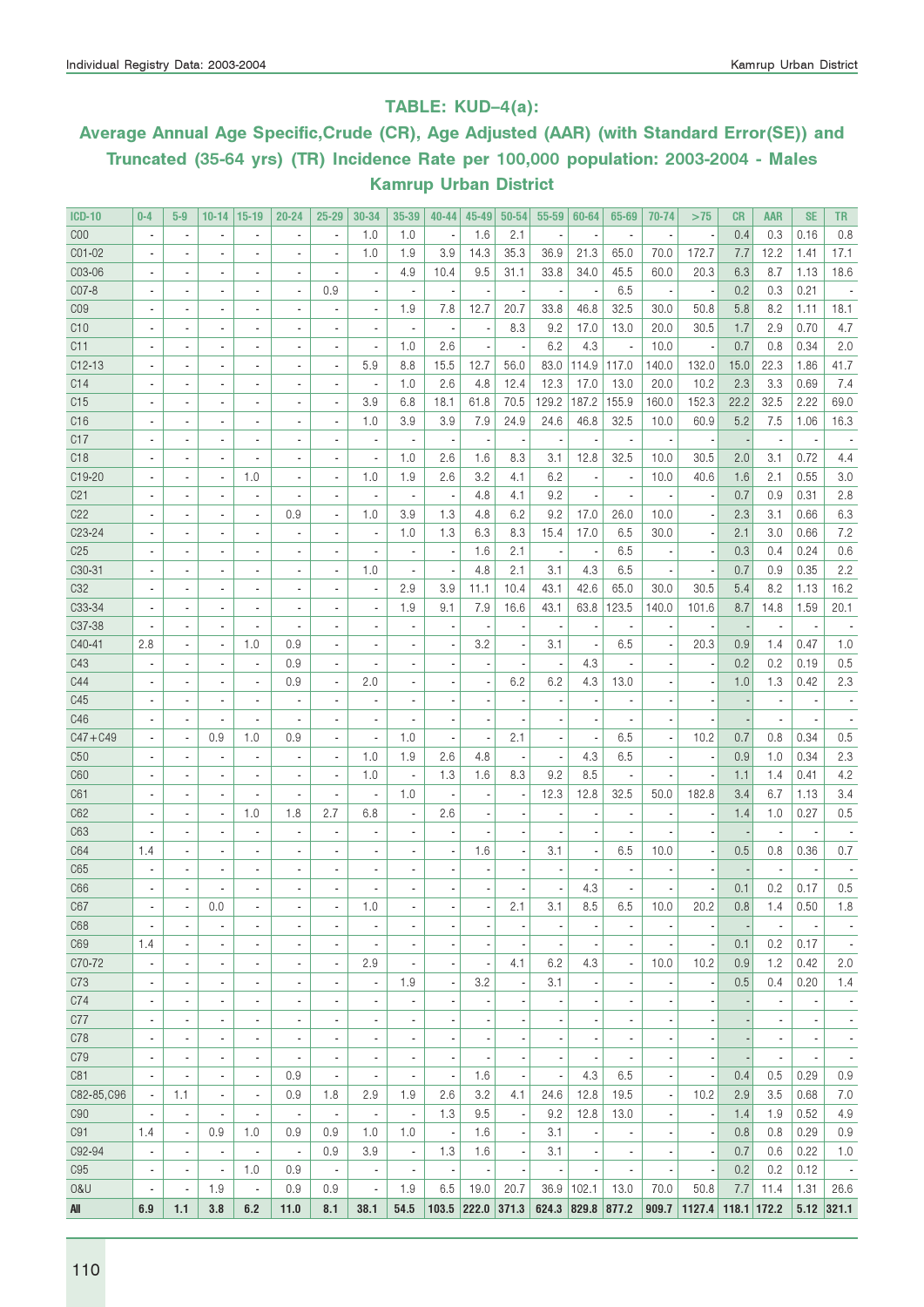## TABLE: KUD–4(a):

## Average Annual Age Specific,Crude (CR), Age Adjusted (AAR) (with Standard Error(SE)) and Truncated (35-64 yrs) (TR) Incidence Rate per 100,000 population: 2003-2004 - Males Kamrup Urban District

| ICD-10 | 0-4 | 5-9 | 10-14 | 15-19 | 20-24 | 25-29 | 30-34 | 35-39 | 40-44 | 45-49 | 50-54 | 55-59 | 60-64 | 65-69 | 70-74 | >75 | CR | AAR | SE | TR |
|---|---|---|---|---|---|---|---|---|---|---|---|---|---|---|---|---|---|---|---|---|
| C00 | - | - | - | - | - | - | 1.0 | 1.0 | - | 1.6 | 2.1 | - | - | - | - | - | 0.4 | 0.3 | 0.16 | 0.8 |
| C01-02 | - | - | - | - | - | - | 1.0 | 1.9 | 3.9 | 14.3 | 35.3 | 36.9 | 21.3 | 65.0 | 70.0 | 172.7 | 7.7 | 12.2 | 1.41 | 17.1 |
| C03-06 | - | - | - | - | - | - | - | 4.9 | 10.4 | 9.5 | 31.1 | 33.8 | 34.0 | 45.5 | 60.0 | 20.3 | 6.3 | 8.7 | 1.13 | 18.6 |
| C07-8 | - | - | - | - | - | 0.9 | - | - | - | - | - | - | - | 6.5 | - | - | 0.2 | 0.3 | 0.21 | - |
| C09 | - | - | - | - | - | - | - | 1.9 | 7.8 | 12.7 | 20.7 | 33.8 | 46.8 | 32.5 | 30.0 | 50.8 | 5.8 | 8.2 | 1.11 | 18.1 |
| C10 | - | - | - | - | - | - | - | - | - | - | 8.3 | 9.2 | 17.0 | 13.0 | 20.0 | 30.5 | 1.7 | 2.9 | 0.70 | 4.7 |
| C11 | - | - | - | - | - | - | - | 1.0 | 2.6 | - | - | 6.2 | 4.3 | - | 10.0 | - | 0.7 | 0.8 | 0.34 | 2.0 |
| C12-13 | - | - | - | - | - | - | 5.9 | 8.8 | 15.5 | 12.7 | 56.0 | 83.0 | 114.9 | 117.0 | 140.0 | 132.0 | 15.0 | 22.3 | 1.86 | 41.7 |
| C14 | - | - | - | - | - | - | - | 1.0 | 2.6 | 4.8 | 12.4 | 12.3 | 17.0 | 13.0 | 20.0 | 10.2 | 2.3 | 3.3 | 0.69 | 7.4 |
| C15 | - | - | - | - | - | - | 3.9 | 6.8 | 18.1 | 61.8 | 70.5 | 129.2 | 187.2 | 155.9 | 160.0 | 152.3 | 22.2 | 32.5 | 2.22 | 69.0 |
| C16 | - | - | - | - | - | - | 1.0 | 3.9 | 3.9 | 7.9 | 24.9 | 24.6 | 46.8 | 32.5 | 10.0 | 60.9 | 5.2 | 7.5 | 1.06 | 16.3 |
| C17 | - | - | - | - | - | - | - | - | - | - | - | - | - | - | - | - | - | - | - | - |
| C18 | - | - | - | - | - | - | - | 1.0 | 2.6 | 1.6 | 8.3 | 3.1 | 12.8 | 32.5 | 10.0 | 30.5 | 2.0 | 3.1 | 0.72 | 4.4 |
| C19-20 | - | - | - | 1.0 | - | - | 1.0 | 1.9 | 2.6 | 3.2 | 4.1 | 6.2 | - | - | 10.0 | 40.6 | 1.6 | 2.1 | 0.55 | 3.0 |
| C21 | - | - | - | - | - | - | - | - | - | 4.8 | 4.1 | 9.2 | - | - | - | - | 0.7 | 0.9 | 0.31 | 2.8 |
| C22 | - | - | - | - | 0.9 | - | 1.0 | 3.9 | 1.3 | 4.8 | 6.2 | 9.2 | 17.0 | 26.0 | 10.0 | - | 2.3 | 3.1 | 0.66 | 6.3 |
| C23-24 | - | - | - | - | - | - | - | 1.0 | 1.3 | 6.3 | 8.3 | 15.4 | 17.0 | 6.5 | 30.0 | - | 2.1 | 3.0 | 0.66 | 7.2 |
| C25 | - | - | - | - | - | - | - | - | - | 1.6 | 2.1 | - | - | 6.5 | - | - | 0.3 | 0.4 | 0.24 | 0.6 |
| C30-31 | - | - | - | - | - | - | 1.0 | - | - | 4.8 | 2.1 | 3.1 | 4.3 | 6.5 | - | - | 0.7 | 0.9 | 0.35 | 2.2 |
| C32 | - | - | - | - | - | - | - | 2.9 | 3.9 | 11.1 | 10.4 | 43.1 | 42.6 | 65.0 | 30.0 | 30.5 | 5.4 | 8.2 | 1.13 | 16.2 |
| C33-34 | - | - | - | - | - | - | - | 1.9 | 9.1 | 7.9 | 16.6 | 43.1 | 63.8 | 123.5 | 140.0 | 101.6 | 8.7 | 14.8 | 1.59 | 20.1 |
| C37-38 | - | - | - | - | - | - | - | - | - | - | - | - | - | - | - | - | - | - | - | - |
| C40-41 | 2.8 | - | - | 1.0 | 0.9 | - | - | - | - | 3.2 | - | 3.1 | - | 6.5 | - | 20.3 | 0.9 | 1.4 | 0.47 | 1.0 |
| C43 | - | - | - | - | 0.9 | - | - | - | - | - | - | - | 4.3 | - | - | - | 0.2 | 0.2 | 0.19 | 0.5 |
| C44 | - | - | - | - | 0.9 | - | 2.0 | - | - | - | 6.2 | 6.2 | 4.3 | 13.0 | - | - | 1.0 | 1.3 | 0.42 | 2.3 |
| C45 | - | - | - | - | - | - | - | - | - | - | - | - | - | - | - | - | - | - | - | - |
| C46 | - | - | - | - | - | - | - | - | - | - | - | - | - | - | - | - | - | - | - | - |
| C47+C49 | - | - | 0.9 | 1.0 | 0.9 | - | - | 1.0 | - | - | 2.1 | - | - | 6.5 | - | 10.2 | 0.7 | 0.8 | 0.34 | 0.5 |
| C50 | - | - | - | - | - | - | 1.0 | 1.9 | 2.6 | 4.8 | - | - | 4.3 | 6.5 | - | - | 0.9 | 1.0 | 0.34 | 2.3 |
| C60 | - | - | - | - | - | - | 1.0 | - | 1.3 | 1.6 | 8.3 | 9.2 | 8.5 | - | - | - | 1.1 | 1.4 | 0.41 | 4.2 |
| C61 | - | - | - | - | - | - | - | 1.0 | - | - | - | 12.3 | 12.8 | 32.5 | 50.0 | 182.8 | 3.4 | 6.7 | 1.13 | 3.4 |
| C62 | - | - | - | 1.0 | 1.8 | 2.7 | 6.8 | - | 2.6 | - | - | - | - | - | - | - | 1.4 | 1.0 | 0.27 | 0.5 |
| C63 | - | - | - | - | - | - | - | - | - | - | - | - | - | - | - | - | - | - | - | - |
| C64 | 1.4 | - | - | - | - | - | - | - | - | 1.6 | - | 3.1 | - | 6.5 | 10.0 | - | 0.5 | 0.8 | 0.36 | 0.7 |
| C65 | - | - | - | - | - | - | - | - | - | - | - | - | - | - | - | - | - | - | - | - |
| C66 | - | - | - | - | - | - | - | - | - | - | - | - | 4.3 | - | - | - | 0.1 | 0.2 | 0.17 | 0.5 |
| C67 | - | - | 0.0 | - | - | - | 1.0 | - | - | - | 2.1 | 3.1 | 8.5 | 6.5 | 10.0 | 20.2 | 0.8 | 1.4 | 0.50 | 1.8 |
| C68 | - | - | - | - | - | - | - | - | - | - | - | - | - | - | - | - | - | - | - | - |
| C69 | 1.4 | - | - | - | - | - | - | - | - | - | - | - | - | - | - | - | 0.1 | 0.2 | 0.17 | - |
| C70-72 | - | - | - | - | - | - | 2.9 | - | - | - | 4.1 | 6.2 | 4.3 | - | 10.0 | 10.2 | 0.9 | 1.2 | 0.42 | 2.0 |
| C73 | - | - | - | - | - | - | - | 1.9 | - | 3.2 | - | 3.1 | - | - | - | - | 0.5 | 0.4 | 0.20 | 1.4 |
| C74 | - | - | - | - | - | - | - | - | - | - | - | - | - | - | - | - | - | - | - | - |
| C77 | - | - | - | - | - | - | - | - | - | - | - | - | - | - | - | - | - | - | - | - |
| C78 | - | - | - | - | - | - | - | - | - | - | - | - | - | - | - | - | - | - | - | - |
| C79 | - | - | - | - | - | - | - | - | - | - | - | - | - | - | - | - | - | - | - | - |
| C81 | - | - | - | - | 0.9 | - | - | - | - | 1.6 | - | - | 4.3 | 6.5 | - | - | 0.4 | 0.5 | 0.29 | 0.9 |
| C82-85,C96 | - | 1.1 | - | - | 0.9 | 1.8 | 2.9 | 1.9 | 2.6 | 3.2 | 4.1 | 24.6 | 12.8 | 19.5 | - | 10.2 | 2.9 | 3.5 | 0.68 | 7.0 |
| C90 | - | - | - | - | - | - | - | - | 1.3 | 9.5 | - | 9.2 | 12.8 | 13.0 | - | - | 1.4 | 1.9 | 0.52 | 4.9 |
| C91 | 1.4 | - | 0.9 | 1.0 | 0.9 | 0.9 | 1.0 | 1.0 | - | 1.6 | - | 3.1 | - | - | - | - | 0.8 | 0.8 | 0.29 | 0.9 |
| C92-94 | - | - | - | - | - | 0.9 | 3.9 | - | 1.3 | 1.6 | - | 3.1 | - | - | - | - | 0.7 | 0.6 | 0.22 | 1.0 |
| C95 | - | - | - | 1.0 | 0.9 | - | - | - | - | - | - | - | - | - | - | - | 0.2 | 0.2 | 0.12 | - |
| O&U | - | - | 1.9 | - | 0.9 | 0.9 | - | 1.9 | 6.5 | 19.0 | 20.7 | 36.9 | 102.1 | 13.0 | 70.0 | 50.8 | 7.7 | 11.4 | 1.31 | 26.6 |
| **All** | **6.9** | **1.1** | **3.8** | **6.2** | **11.0** | **8.1** | **38.1** | **54.5** | **103.5** | **222.0** | **371.3** | **624.3** | **829.8** | **877.2** | **909.7** | **1127.4** | **118.1** | **172.2** | **5.12** | **321.1** |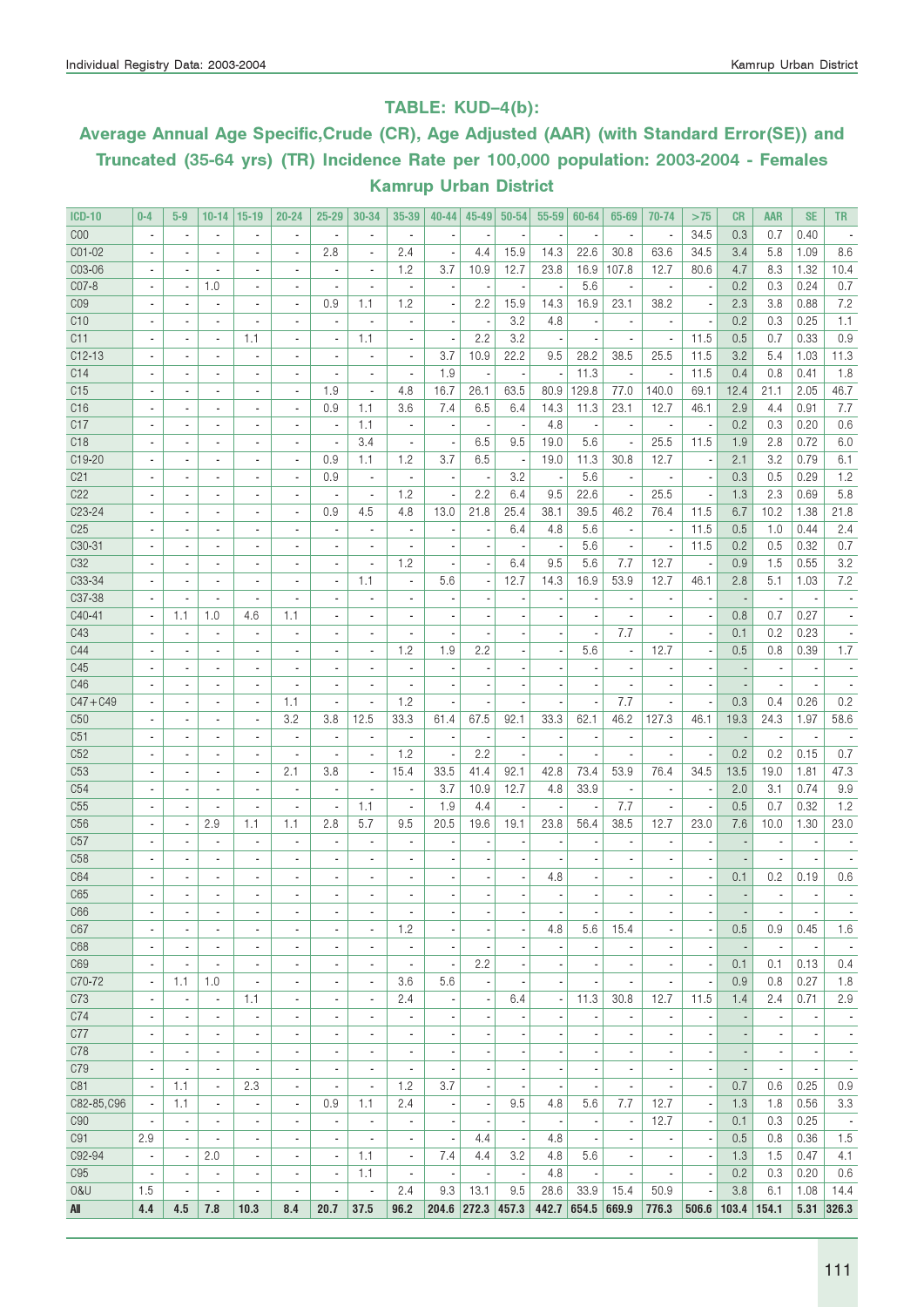## TABLE: KUD–4(b):

## Average Annual Age Specific,Crude (CR), Age Adjusted (AAR) (with Standard Error(SE)) and Truncated (35-64 yrs) (TR) Incidence Rate per 100,000 population: 2003-2004 - Females Kamrup Urban District

| ICD-10 | 0-4 | 5-9 | 10-14 | 15-19 | 20-24 | 25-29 | 30-34 | 35-39 | 40-44 | 45-49 | 50-54 | 55-59 | 60-64 | 65-69 | 70-74 | >75 | CR | AAR | SE | TR |
|---|---|---|---|---|---|---|---|---|---|---|---|---|---|---|---|---|---|---|---|---|
| C00 | - | - | - | - | - | - | - | - | - | - | - | - | - | - | - | 34.5 | 0.3 | 0.7 | 0.40 | - |
| C01-02 | - | - | - | - | - | 2.8 | - | 2.4 | - | 4.4 | 15.9 | 14.3 | 22.6 | 30.8 | 63.6 | 34.5 | 3.4 | 5.8 | 1.09 | 8.6 |
| C03-06 | - | - | - | - | - | - | - | 1.2 | 3.7 | 10.9 | 12.7 | 23.8 | 16.9 | 107.8 | 12.7 | 80.6 | 4.7 | 8.3 | 1.32 | 10.4 |
| C07-8 | - | - | 1.0 | - | - | - | - | - | - | - | - | - | 5.6 | - | - | - | 0.2 | 0.3 | 0.24 | 0.7 |
| C09 | - | - | - | - | - | 0.9 | 1.1 | 1.2 | - | 2.2 | 15.9 | 14.3 | 16.9 | 23.1 | 38.2 | - | 2.3 | 3.8 | 0.88 | 7.2 |
| C10 | - | - | - | - | - | - | - | - | - | - | 3.2 | 4.8 | - | - | - | - | 0.2 | 0.3 | 0.25 | 1.1 |
| C11 | - | - | - | 1.1 | - | - | 1.1 | - | - | 2.2 | 3.2 | - | - | - | - | 11.5 | 0.5 | 0.7 | 0.33 | 0.9 |
| C12-13 | - | - | - | - | - | - | - | - | 3.7 | 10.9 | 22.2 | 9.5 | 28.2 | 38.5 | 25.5 | 11.5 | 3.2 | 5.4 | 1.03 | 11.3 |
| C14 | - | - | - | - | - | - | - | - | 1.9 | - | - | - | 11.3 | - | - | 11.5 | 0.4 | 0.8 | 0.41 | 1.8 |
| C15 | - | - | - | - | - | 1.9 | - | 4.8 | 16.7 | 26.1 | 63.5 | 80.9 | 129.8 | 77.0 | 140.0 | 69.1 | 12.4 | 21.1 | 2.05 | 46.7 |
| C16 | - | - | - | - | - | 0.9 | 1.1 | 3.6 | 7.4 | 6.5 | 6.4 | 14.3 | 11.3 | 23.1 | 12.7 | 46.1 | 2.9 | 4.4 | 0.91 | 7.7 |
| C17 | - | - | - | - | - | - | 1.1 | - | - | - | - | 4.8 | - | - | - | - | 0.2 | 0.3 | 0.20 | 0.6 |
| C18 | - | - | - | - | - | - | 3.4 | - | - | 6.5 | 9.5 | 19.0 | 5.6 | - | 25.5 | 11.5 | 1.9 | 2.8 | 0.72 | 6.0 |
| C19-20 | - | - | - | - | - | 0.9 | 1.1 | 1.2 | 3.7 | 6.5 | - | 19.0 | 11.3 | 30.8 | 12.7 | - | 2.1 | 3.2 | 0.79 | 6.1 |
| C21 | - | - | - | - | - | 0.9 | - | - | - | - | 3.2 | - | 5.6 | - | - | - | 0.3 | 0.5 | 0.29 | 1.2 |
| C22 | - | - | - | - | - | - | - | 1.2 | - | 2.2 | 6.4 | 9.5 | 22.6 | - | 25.5 | - | 1.3 | 2.3 | 0.69 | 5.8 |
| C23-24 | - | - | - | - | - | 0.9 | 4.5 | 4.8 | 13.0 | 21.8 | 25.4 | 38.1 | 39.5 | 46.2 | 76.4 | 11.5 | 6.7 | 10.2 | 1.38 | 21.8 |
| C25 | - | - | - | - | - | - | - | - | - | - | 6.4 | 4.8 | 5.6 | - | - | 11.5 | 0.5 | 1.0 | 0.44 | 2.4 |
| C30-31 | - | - | - | - | - | - | - | - | - | - | - | - | 5.6 | - | - | 11.5 | 0.2 | 0.5 | 0.32 | 0.7 |
| C32 | - | - | - | - | - | - | - | 1.2 | - | - | 6.4 | 9.5 | 5.6 | 7.7 | 12.7 | - | 0.9 | 1.5 | 0.55 | 3.2 |
| C33-34 | - | - | - | - | - | - | 1.1 | - | 5.6 | - | 12.7 | 14.3 | 16.9 | 53.9 | 12.7 | 46.1 | 2.8 | 5.1 | 1.03 | 7.2 |
| C37-38 | - | - | - | - | - | - | - | - | - | - | - | - | - | - | - | - | - | - | - | - |
| C40-41 | - | 1.1 | 1.0 | 4.6 | 1.1 | - | - | - | - | - | - | - | - | - | - | - | 0.8 | 0.7 | 0.27 | - |
| C43 | - | - | - | - | - | - | - | - | - | - | - | - | - | 7.7 | - | - | 0.1 | 0.2 | 0.23 | - |
| C44 | - | - | - | - | - | - | - | 1.2 | 1.9 | 2.2 | - | - | 5.6 | - | 12.7 | - | 0.5 | 0.8 | 0.39 | 1.7 |
| C45 | - | - | - | - | - | - | - | - | - | - | - | - | - | - | - | - | - | - | - | - |
| C46 | - | - | - | - | - | - | - | - | - | - | - | - | - | - | - | - | - | - | - | - |
| C47+C49 | - | - | - | - | 1.1 | - | - | 1.2 | - | - | - | - | - | 7.7 | - | - | 0.3 | 0.4 | 0.26 | 0.2 |
| C50 | - | - | - | - | 3.2 | 3.8 | 12.5 | 33.3 | 61.4 | 67.5 | 92.1 | 33.3 | 62.1 | 46.2 | 127.3 | 46.1 | 19.3 | 24.3 | 1.97 | 58.6 |
| C51 | - | - | - | - | - | - | - | - | - | - | - | - | - | - | - | - | - | - | - | - |
| C52 | - | - | - | - | - | - | - | 1.2 | - | 2.2 | - | - | - | - | - | - | 0.2 | 0.2 | 0.15 | 0.7 |
| C53 | - | - | - | - | 2.1 | 3.8 | - | 15.4 | 33.5 | 41.4 | 92.1 | 42.8 | 73.4 | 53.9 | 76.4 | 34.5 | 13.5 | 19.0 | 1.81 | 47.3 |
| C54 | - | - | - | - | - | - | - | - | 3.7 | 10.9 | 12.7 | 4.8 | 33.9 | - | - | - | 2.0 | 3.1 | 0.74 | 9.9 |
| C55 | - | - | - | - | - | - | 1.1 | - | 1.9 | 4.4 | - | - | - | 7.7 | - | - | 0.5 | 0.7 | 0.32 | 1.2 |
| C56 | - | - | 2.9 | 1.1 | 1.1 | 2.8 | 5.7 | 9.5 | 20.5 | 19.6 | 19.1 | 23.8 | 56.4 | 38.5 | 12.7 | 23.0 | 7.6 | 10.0 | 1.30 | 23.0 |
| C57 | - | - | - | - | - | - | - | - | - | - | - | - | - | - | - | - | - | - | - | - |
| C58 | - | - | - | - | - | - | - | - | - | - | - | - | - | - | - | - | - | - | - | - |
| C64 | - | - | - | - | - | - | - | - | - | - | - | 4.8 | - | - | - | - | 0.1 | 0.2 | 0.19 | 0.6 |
| C65 | - | - | - | - | - | - | - | - | - | - | - | - | - | - | - | - | - | - | - | - |
| C66 | - | - | - | - | - | - | - | - | - | - | - | - | - | - | - | - | - | - | - | - |
| C67 | - | - | - | - | - | - | - | 1.2 | - | - | - | 4.8 | 5.6 | 15.4 | - | - | 0.5 | 0.9 | 0.45 | 1.6 |
| C68 | - | - | - | - | - | - | - | - | - | - | - | - | - | - | - | - | - | - | - | - |
| C69 | - | - | - | - | - | - | - | - | - | 2.2 | - | - | - | - | - | - | 0.1 | 0.1 | 0.13 | 0.4 |
| C70-72 | - | 1.1 | 1.0 | - | - | - | - | 3.6 | 5.6 | - | - | - | - | - | - | - | 0.9 | 0.8 | 0.27 | 1.8 |
| C73 | - | - | - | 1.1 | - | - | - | 2.4 | - | - | 6.4 | - | 11.3 | 30.8 | 12.7 | 11.5 | 1.4 | 2.4 | 0.71 | 2.9 |
| C74 | - | - | - | - | - | - | - | - | - | - | - | - | - | - | - | - | - | - | - | - |
| C77 | - | - | - | - | - | - | - | - | - | - | - | - | - | - | - | - | - | - | - | - |
| C78 | - | - | - | - | - | - | - | - | - | - | - | - | - | - | - | - | - | - | - | - |
| C79 | - | - | - | - | - | - | - | - | - | - | - | - | - | - | - | - | - | - | - | - |
| C81 | - | 1.1 | - | 2.3 | - | - | - | 1.2 | 3.7 | - | - | - | - | - | - | - | 0.7 | 0.6 | 0.25 | 0.9 |
| C82-85,C96 | - | 1.1 | - | - | - | 0.9 | 1.1 | 2.4 | - | - | 9.5 | 4.8 | 5.6 | 7.7 | 12.7 | - | 1.3 | 1.8 | 0.56 | 3.3 |
| C90 | - | - | - | - | - | - | - | - | - | - | - | - | - | - | 12.7 | - | 0.1 | 0.3 | 0.25 | - |
| C91 | 2.9 | - | - | - | - | - | - | - | - | 4.4 | - | 4.8 | - | - | - | - | 0.5 | 0.8 | 0.36 | 1.5 |
| C92-94 | - | - | 2.0 | - | - | - | 1.1 | - | 7.4 | 4.4 | 3.2 | 4.8 | 5.6 | - | - | - | 1.3 | 1.5 | 0.47 | 4.1 |
| C95 | - | - | - | - | - | - | 1.1 | - | - | - | - | 4.8 | - | - | - | - | 0.2 | 0.3 | 0.20 | 0.6 |
| O&U | 1.5 | - | - | - | - | - | - | 2.4 | 9.3 | 13.1 | 9.5 | 28.6 | 33.9 | 15.4 | 50.9 | - | 3.8 | 6.1 | 1.08 | 14.4 |
| **All** | **4.4** | **4.5** | **7.8** | **10.3** | **8.4** | **20.7** | **37.5** | **96.2** | **204.6** | **272.3** | **457.3** | **442.7** | **654.5** | **669.9** | **776.3** | **506.6** | **103.4** | **154.1** | **5.31** | **326.3** |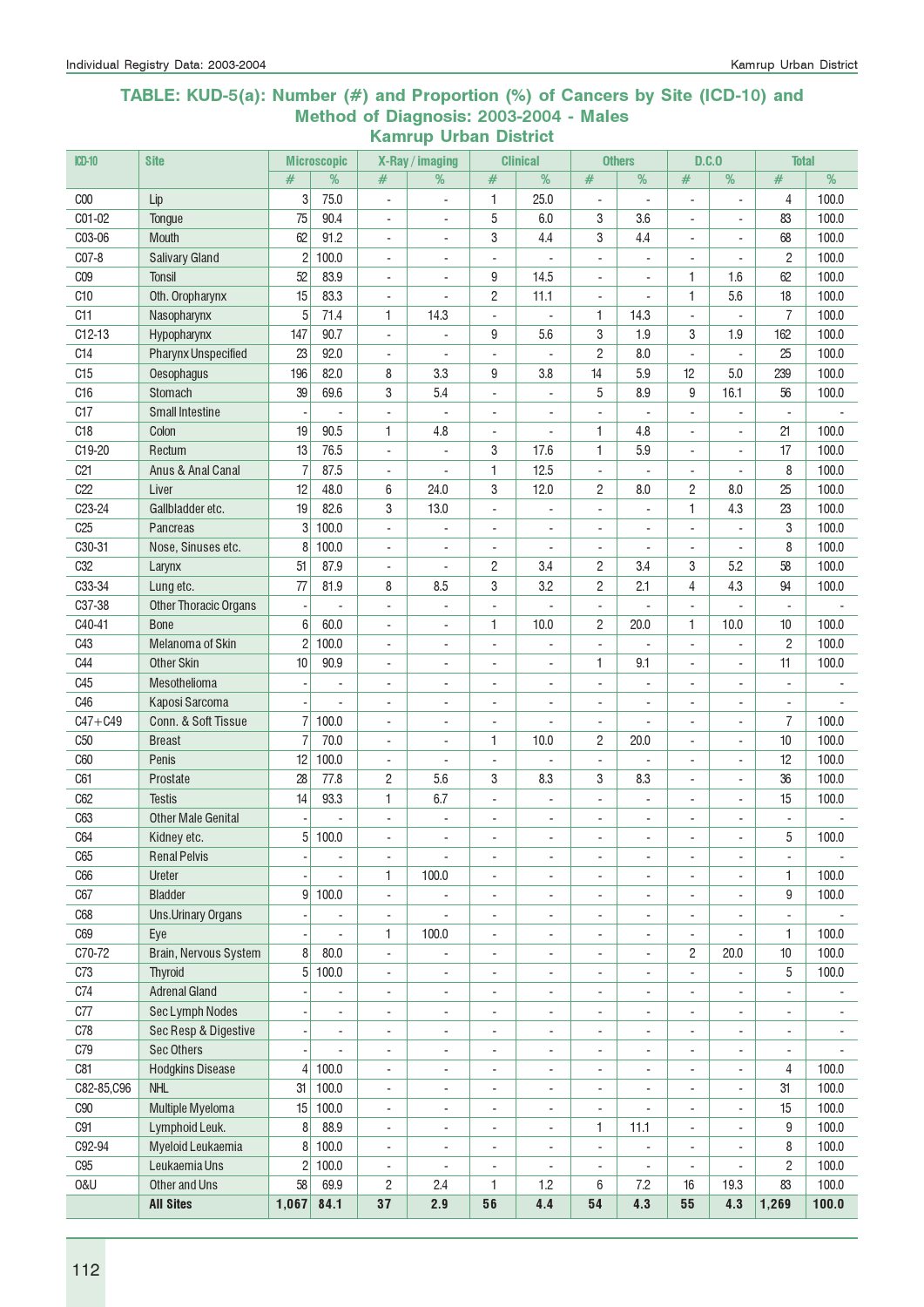## TABLE: KUD-5(a): Number (#) and Proportion (%) of Cancers by Site (ICD-10) and Method of Diagnosis: 2003-2004 - Males

### Kamrup Urban District

| ICD-10 | Site | Microscopic | | X-Ray / imaging | | Clinical | | Others | | D.C.O | | Total | |
|---|---|---|---|---|---|---|---|---|---|---|---|---|---|
| | | # | % | # | % | # | % | # | % | # | % | # | % |
| C00 | Lip | 3 | 75.0 | - | - | 1 | 25.0 | - | - | - | - | 4 | 100.0 |
| C01-02 | Tongue | 75 | 90.4 | - | - | 5 | 6.0 | 3 | 3.6 | - | - | 83 | 100.0 |
| C03-06 | Mouth | 62 | 91.2 | - | - | 3 | 4.4 | 3 | 4.4 | - | - | 68 | 100.0 |
| C07-8 | Salivary Gland | 2 | 100.0 | - | - | - | - | - | - | - | - | 2 | 100.0 |
| C09 | Tonsil | 52 | 83.9 | - | - | 9 | 14.5 | - | - | 1 | 1.6 | 62 | 100.0 |
| C10 | Oth. Oropharynx | 15 | 83.3 | - | - | 2 | 11.1 | - | - | 1 | 5.6 | 18 | 100.0 |
| C11 | Nasopharynx | 5 | 71.4 | 1 | 14.3 | - | - | 1 | 14.3 | - | - | 7 | 100.0 |
| C12-13 | Hypopharynx | 147 | 90.7 | - | - | 9 | 5.6 | 3 | 1.9 | 3 | 1.9 | 162 | 100.0 |
| C14 | Pharynx Unspecified | 23 | 92.0 | - | - | - | - | 2 | 8.0 | - | - | 25 | 100.0 |
| C15 | Oesophagus | 196 | 82.0 | 8 | 3.3 | 9 | 3.8 | 14 | 5.9 | 12 | 5.0 | 239 | 100.0 |
| C16 | Stomach | 39 | 69.6 | 3 | 5.4 | - | - | 5 | 8.9 | 9 | 16.1 | 56 | 100.0 |
| C17 | Small Intestine | - | - | - | - | - | - | - | - | - | - | - | - |
| C18 | Colon | 19 | 90.5 | 1 | 4.8 | - | - | 1 | 4.8 | - | - | 21 | 100.0 |
| C19-20 | Rectum | 13 | 76.5 | - | - | 3 | 17.6 | 1 | 5.9 | - | - | 17 | 100.0 |
| C21 | Anus & Anal Canal | 7 | 87.5 | - | - | 1 | 12.5 | - | - | - | - | 8 | 100.0 |
| C22 | Liver | 12 | 48.0 | 6 | 24.0 | 3 | 12.0 | 2 | 8.0 | 2 | 8.0 | 25 | 100.0 |
| C23-24 | Gallbladder etc. | 19 | 82.6 | 3 | 13.0 | - | - | - | - | 1 | 4.3 | 23 | 100.0 |
| C25 | Pancreas | 3 | 100.0 | - | - | - | - | - | - | - | - | 3 | 100.0 |
| C30-31 | Nose, Sinuses etc. | 8 | 100.0 | - | - | - | - | - | - | - | - | 8 | 100.0 |
| C32 | Larynx | 51 | 87.9 | - | - | 2 | 3.4 | 2 | 3.4 | 3 | 5.2 | 58 | 100.0 |
| C33-34 | Lung etc. | 77 | 81.9 | 8 | 8.5 | 3 | 3.2 | 2 | 2.1 | 4 | 4.3 | 94 | 100.0 |
| C37-38 | Other Thoracic Organs | - | - | - | - | - | - | - | - | - | - | - | - |
| C40-41 | Bone | 6 | 60.0 | - | - | 1 | 10.0 | 2 | 20.0 | 1 | 10.0 | 10 | 100.0 |
| C43 | Melanoma of Skin | 2 | 100.0 | - | - | - | - | - | - | - | - | 2 | 100.0 |
| C44 | Other Skin | 10 | 90.9 | - | - | - | - | 1 | 9.1 | - | - | 11 | 100.0 |
| C45 | Mesothelioma | - | - | - | - | - | - | - | - | - | - | - | - |
| C46 | Kaposi Sarcoma | - | - | - | - | - | - | - | - | - | - | - | - |
| C47+C49 | Conn. & Soft Tissue | 7 | 100.0 | - | - | - | - | - | - | - | - | 7 | 100.0 |
| C50 | Breast | 7 | 70.0 | - | - | 1 | 10.0 | 2 | 20.0 | - | - | 10 | 100.0 |
| C60 | Penis | 12 | 100.0 | - | - | - | - | - | - | - | - | 12 | 100.0 |
| C61 | Prostate | 28 | 77.8 | 2 | 5.6 | 3 | 8.3 | 3 | 8.3 | - | - | 36 | 100.0 |
| C62 | Testis | 14 | 93.3 | 1 | 6.7 | - | - | - | - | - | - | 15 | 100.0 |
| C63 | Other Male Genital | - | - | - | - | - | - | - | - | - | - | - | - |
| C64 | Kidney etc. | 5 | 100.0 | - | - | - | - | - | - | - | - | 5 | 100.0 |
| C65 | Renal Pelvis | - | - | - | - | - | - | - | - | - | - | - | - |
| C66 | Ureter | - | - | 1 | 100.0 | - | - | - | - | - | - | 1 | 100.0 |
| C67 | Bladder | 9 | 100.0 | - | - | - | - | - | - | - | - | 9 | 100.0 |
| C68 | Uns.Urinary Organs | - | - | - | - | - | - | - | - | - | - | - | - |
| C69 | Eye | - | - | 1 | 100.0 | - | - | - | - | - | - | 1 | 100.0 |
| C70-72 | Brain, Nervous System | 8 | 80.0 | - | - | - | - | - | - | 2 | 20.0 | 10 | 100.0 |
| C73 | Thyroid | 5 | 100.0 | - | - | - | - | - | - | - | - | 5 | 100.0 |
| C74 | Adrenal Gland | - | - | - | - | - | - | - | - | - | - | - | - |
| C77 | Sec Lymph Nodes | - | - | - | - | - | - | - | - | - | - | - | - |
| C78 | Sec Resp & Digestive | - | - | - | - | - | - | - | - | - | - | - | - |
| C79 | Sec Others | - | - | - | - | - | - | - | - | - | - | - | - |
| C81 | Hodgkins Disease | 4 | 100.0 | - | - | - | - | - | - | - | - | 4 | 100.0 |
| C82-85,C96 | NHL | 31 | 100.0 | - | - | - | - | - | - | - | - | 31 | 100.0 |
| C90 | Multiple Myeloma | 15 | 100.0 | - | - | - | - | - | - | - | - | 15 | 100.0 |
| C91 | Lymphoid Leuk. | 8 | 88.9 | - | - | - | - | 1 | 11.1 | - | - | 9 | 100.0 |
| C92-94 | Myeloid Leukaemia | 8 | 100.0 | - | - | - | - | - | - | - | - | 8 | 100.0 |
| C95 | Leukaemia Uns | 2 | 100.0 | - | - | - | - | - | - | - | - | 2 | 100.0 |
| O&U | Other and Uns | 58 | 69.9 | 2 | 2.4 | 1 | 1.2 | 6 | 7.2 | 16 | 19.3 | 83 | 100.0 |
| | **All Sites** | **1,067** | **84.1** | **37** | **2.9** | **56** | **4.4** | **54** | **4.3** | **55** | **4.3** | **1,269** | **100.0** |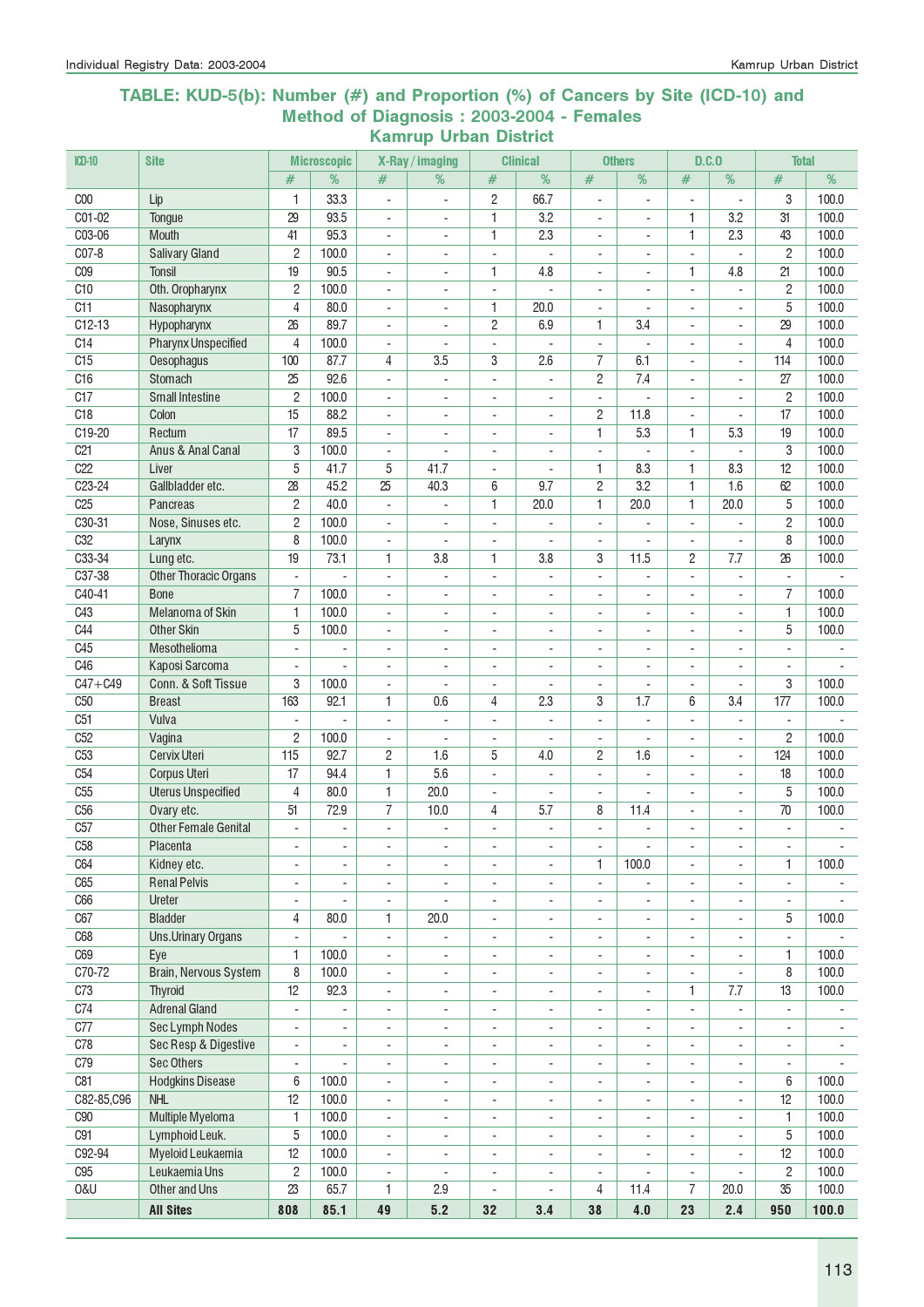## TABLE: KUD-5(b): Number (#) and Proportion (%) of Cancers by Site (ICD-10) and Method of Diagnosis : 2003-2004 - Females Kamrup Urban District

| ICD-10 | Site | Microscopic | | X-Ray / imaging | | Clinical | | Others | | D.C.O | | Total | |
|---|---|---|---|---|---|---|---|---|---|---|---|---|---|
| | | # | % | # | % | # | % | # | % | # | % | # | % |
| C00 | Lip | 1 | 33.3 | - | - | 2 | 66.7 | - | - | - | - | 3 | 100.0 |
| C01-02 | Tongue | 29 | 93.5 | - | - | 1 | 3.2 | - | - | 1 | 3.2 | 31 | 100.0 |
| C03-06 | Mouth | 41 | 95.3 | - | - | 1 | 2.3 | - | - | 1 | 2.3 | 43 | 100.0 |
| C07-8 | Salivary Gland | 2 | 100.0 | - | - | - | - | - | - | - | - | 2 | 100.0 |
| C09 | Tonsil | 19 | 90.5 | - | - | 1 | 4.8 | - | - | 1 | 4.8 | 21 | 100.0 |
| C10 | Oth. Oropharynx | 2 | 100.0 | - | - | - | - | - | - | - | - | 2 | 100.0 |
| C11 | Nasopharynx | 4 | 80.0 | - | - | 1 | 20.0 | - | - | - | - | 5 | 100.0 |
| C12-13 | Hypopharynx | 26 | 89.7 | - | - | 2 | 6.9 | 1 | 3.4 | - | - | 29 | 100.0 |
| C14 | Pharynx Unspecified | 4 | 100.0 | - | - | - | - | - | - | - | - | 4 | 100.0 |
| C15 | Oesophagus | 100 | 87.7 | 4 | 3.5 | 3 | 2.6 | 7 | 6.1 | - | - | 114 | 100.0 |
| C16 | Stomach | 25 | 92.6 | - | - | - | - | 2 | 7.4 | - | - | 27 | 100.0 |
| C17 | Small Intestine | 2 | 100.0 | - | - | - | - | - | - | - | - | 2 | 100.0 |
| C18 | Colon | 15 | 88.2 | - | - | - | - | 2 | 11.8 | - | - | 17 | 100.0 |
| C19-20 | Rectum | 17 | 89.5 | - | - | - | - | 1 | 5.3 | 1 | 5.3 | 19 | 100.0 |
| C21 | Anus & Anal Canal | 3 | 100.0 | - | - | - | - | - | - | - | - | 3 | 100.0 |
| C22 | Liver | 5 | 41.7 | 5 | 41.7 | - | - | 1 | 8.3 | 1 | 8.3 | 12 | 100.0 |
| C23-24 | Gallbladder etc. | 28 | 45.2 | 25 | 40.3 | 6 | 9.7 | 2 | 3.2 | 1 | 1.6 | 62 | 100.0 |
| C25 | Pancreas | 2 | 40.0 | - | - | 1 | 20.0 | 1 | 20.0 | 1 | 20.0 | 5 | 100.0 |
| C30-31 | Nose, Sinuses etc. | 2 | 100.0 | - | - | - | - | - | - | - | - | 2 | 100.0 |
| C32 | Larynx | 8 | 100.0 | - | - | - | - | - | - | - | - | 8 | 100.0 |
| C33-34 | Lung etc. | 19 | 73.1 | 1 | 3.8 | 1 | 3.8 | 3 | 11.5 | 2 | 7.7 | 26 | 100.0 |
| C37-38 | Other Thoracic Organs | - | - | - | - | - | - | - | - | - | - | - | - |
| C40-41 | Bone | 7 | 100.0 | - | - | - | - | - | - | - | - | 7 | 100.0 |
| C43 | Melanoma of Skin | 1 | 100.0 | - | - | - | - | - | - | - | - | 1 | 100.0 |
| C44 | Other Skin | 5 | 100.0 | - | - | - | - | - | - | - | - | 5 | 100.0 |
| C45 | Mesothelioma | - | - | - | - | - | - | - | - | - | - | - | - |
| C46 | Kaposi Sarcoma | - | - | - | - | - | - | - | - | - | - | - | - |
| C47+C49 | Conn. & Soft Tissue | 3 | 100.0 | - | - | - | - | - | - | - | - | 3 | 100.0 |
| C50 | Breast | 163 | 92.1 | 1 | 0.6 | 4 | 2.3 | 3 | 1.7 | 6 | 3.4 | 177 | 100.0 |
| C51 | Vulva | - | - | - | - | - | - | - | - | - | - | - | - |
| C52 | Vagina | 2 | 100.0 | - | - | - | - | - | - | - | - | 2 | 100.0 |
| C53 | Cervix Uteri | 115 | 92.7 | 2 | 1.6 | 5 | 4.0 | 2 | 1.6 | - | - | 124 | 100.0 |
| C54 | Corpus Uteri | 17 | 94.4 | 1 | 5.6 | - | - | - | - | - | - | 18 | 100.0 |
| C55 | Uterus Unspecified | 4 | 80.0 | 1 | 20.0 | - | - | - | - | - | - | 5 | 100.0 |
| C56 | Ovary etc. | 51 | 72.9 | 7 | 10.0 | 4 | 5.7 | 8 | 11.4 | - | - | 70 | 100.0 |
| C57 | Other Female Genital | - | - | - | - | - | - | - | - | - | - | - | - |
| C58 | Placenta | - | - | - | - | - | - | - | - | - | - | - | - |
| C64 | Kidney etc. | - | - | - | - | - | - | 1 | 100.0 | - | - | 1 | 100.0 |
| C65 | Renal Pelvis | - | - | - | - | - | - | - | - | - | - | - | - |
| C66 | Ureter | - | - | - | - | - | - | - | - | - | - | - | - |
| C67 | Bladder | 4 | 80.0 | 1 | 20.0 | - | - | - | - | - | - | 5 | 100.0 |
| C68 | Uns.Urinary Organs | - | - | - | - | - | - | - | - | - | - | - | - |
| C69 | Eye | 1 | 100.0 | - | - | - | - | - | - | - | - | 1 | 100.0 |
| C70-72 | Brain, Nervous System | 8 | 100.0 | - | - | - | - | - | - | - | - | 8 | 100.0 |
| C73 | Thyroid | 12 | 92.3 | - | - | - | - | - | - | 1 | 7.7 | 13 | 100.0 |
| C74 | Adrenal Gland | - | - | - | - | - | - | - | - | - | - | - | - |
| C77 | Sec Lymph Nodes | - | - | - | - | - | - | - | - | - | - | - | - |
| C78 | Sec Resp & Digestive | - | - | - | - | - | - | - | - | - | - | - | - |
| C79 | Sec Others | - | - | - | - | - | - | - | - | - | - | - | - |
| C81 | Hodgkins Disease | 6 | 100.0 | - | - | - | - | - | - | - | - | 6 | 100.0 |
| C82-85,C96 | NHL | 12 | 100.0 | - | - | - | - | - | - | - | - | 12 | 100.0 |
| C90 | Multiple Myeloma | 1 | 100.0 | - | - | - | - | - | - | - | - | 1 | 100.0 |
| C91 | Lymphoid Leuk. | 5 | 100.0 | - | - | - | - | - | - | - | - | 5 | 100.0 |
| C92-94 | Myeloid Leukaemia | 12 | 100.0 | - | - | - | - | - | - | - | - | 12 | 100.0 |
| C95 | Leukaemia Uns | 2 | 100.0 | - | - | - | - | - | - | - | - | 2 | 100.0 |
| O&U | Other and Uns | 23 | 65.7 | 1 | 2.9 | - | - | 4 | 11.4 | 7 | 20.0 | 35 | 100.0 |
| | **All Sites** | **808** | **85.1** | **49** | **5.2** | **32** | **3.4** | **38** | **4.0** | **23** | **2.4** | **950** | **100.0** |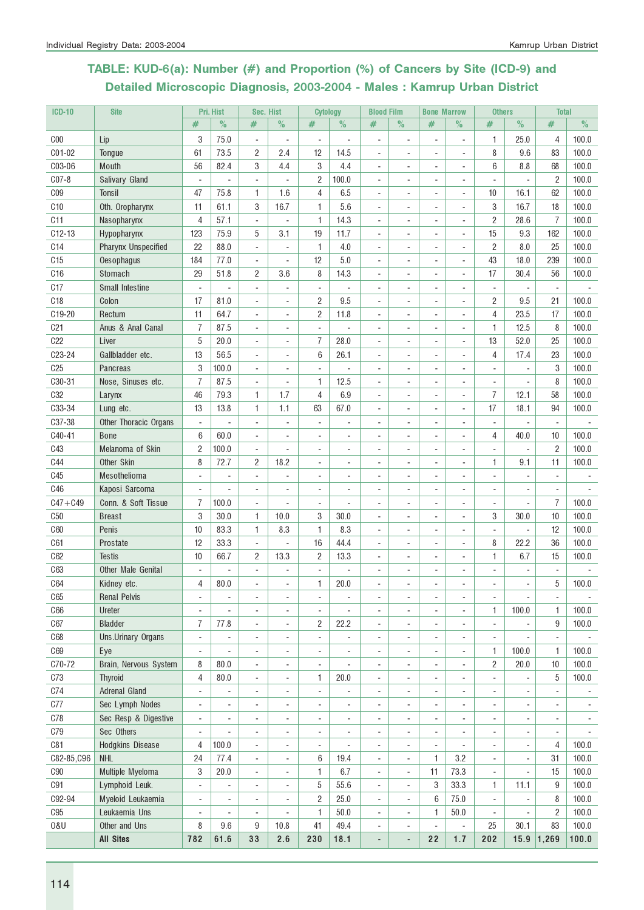## TABLE: KUD-6(a): Number (#) and Proportion (%) of Cancers by Site (ICD-9) and Detailed Microscopic Diagnosis, 2003-2004 - Males : Kamrup Urban District

| ICD-10 | Site | Pri. Hist | | Sec. Hist | | Cytology | | Blood Film | | Bone Marrow | | Others | | Total | |
|---|---|---|---|---|---|---|---|---|---|---|---|---|---|---|---|
| | | # | % | # | % | # | % | # | % | # | % | # | % | # | % |
| C00 | Lip | 3 | 75.0 | - | - | - | - | - | - | - | - | 1 | 25.0 | 4 | 100.0 |
| C01-02 | Tongue | 61 | 73.5 | 2 | 2.4 | 12 | 14.5 | - | - | - | - | 8 | 9.6 | 83 | 100.0 |
| C03-06 | Mouth | 56 | 82.4 | 3 | 4.4 | 3 | 4.4 | - | - | - | - | 6 | 8.8 | 68 | 100.0 |
| C07-8 | Salivary Gland | - | - | - | - | 2 | 100.0 | - | - | - | - | - | - | 2 | 100.0 |
| C09 | Tonsil | 47 | 75.8 | 1 | 1.6 | 4 | 6.5 | - | - | - | - | 10 | 16.1 | 62 | 100.0 |
| C10 | Oth. Oropharynx | 11 | 61.1 | 3 | 16.7 | 1 | 5.6 | - | - | - | - | 3 | 16.7 | 18 | 100.0 |
| C11 | Nasopharynx | 4 | 57.1 | - | - | 1 | 14.3 | - | - | - | - | 2 | 28.6 | 7 | 100.0 |
| C12-13 | Hypopharynx | 123 | 75.9 | 5 | 3.1 | 19 | 11.7 | - | - | - | - | 15 | 9.3 | 162 | 100.0 |
| C14 | Pharynx Unspecified | 22 | 88.0 | - | - | 1 | 4.0 | - | - | - | - | 2 | 8.0 | 25 | 100.0 |
| C15 | Oesophagus | 184 | 77.0 | - | - | 12 | 5.0 | - | - | - | - | 43 | 18.0 | 239 | 100.0 |
| C16 | Stomach | 29 | 51.8 | 2 | 3.6 | 8 | 14.3 | - | - | - | - | 17 | 30.4 | 56 | 100.0 |
| C17 | Small Intestine | - | - | - | - | - | - | - | - | - | - | - | - | - | - |
| C18 | Colon | 17 | 81.0 | - | - | 2 | 9.5 | - | - | - | - | 2 | 9.5 | 21 | 100.0 |
| C19-20 | Rectum | 11 | 64.7 | - | - | 2 | 11.8 | - | - | - | - | 4 | 23.5 | 17 | 100.0 |
| C21 | Anus & Anal Canal | 7 | 87.5 | - | - | - | - | - | - | - | - | 1 | 12.5 | 8 | 100.0 |
| C22 | Liver | 5 | 20.0 | - | - | 7 | 28.0 | - | - | - | - | 13 | 52.0 | 25 | 100.0 |
| C23-24 | Gallbladder etc. | 13 | 56.5 | - | - | 6 | 26.1 | - | - | - | - | 4 | 17.4 | 23 | 100.0 |
| C25 | Pancreas | 3 | 100.0 | - | - | - | - | - | - | - | - | - | - | 3 | 100.0 |
| C30-31 | Nose, Sinuses etc. | 7 | 87.5 | - | - | 1 | 12.5 | - | - | - | - | - | - | 8 | 100.0 |
| C32 | Larynx | 46 | 79.3 | 1 | 1.7 | 4 | 6.9 | - | - | - | - | 7 | 12.1 | 58 | 100.0 |
| C33-34 | Lung etc. | 13 | 13.8 | 1 | 1.1 | 63 | 67.0 | - | - | - | - | 17 | 18.1 | 94 | 100.0 |
| C37-38 | Other Thoracic Organs | - | - | - | - | - | - | - | - | - | - | - | - | - | - |
| C40-41 | Bone | 6 | 60.0 | - | - | - | - | - | - | - | - | 4 | 40.0 | 10 | 100.0 |
| C43 | Melanoma of Skin | 2 | 100.0 | - | - | - | - | - | - | - | - | - | - | 2 | 100.0 |
| C44 | Other Skin | 8 | 72.7 | 2 | 18.2 | - | - | - | - | - | - | 1 | 9.1 | 11 | 100.0 |
| C45 | Mesothelioma | - | - | - | - | - | - | - | - | - | - | - | - | - | - |
| C46 | Kaposi Sarcoma | - | - | - | - | - | - | - | - | - | - | - | - | - | - |
| C47+C49 | Conn. & Soft Tissue | 7 | 100.0 | - | - | - | - | - | - | - | - | - | - | 7 | 100.0 |
| C50 | Breast | 3 | 30.0 | 1 | 10.0 | 3 | 30.0 | - | - | - | - | 3 | 30.0 | 10 | 100.0 |
| C60 | Penis | 10 | 83.3 | 1 | 8.3 | 1 | 8.3 | - | - | - | - | - | - | 12 | 100.0 |
| C61 | Prostate | 12 | 33.3 | - | - | 16 | 44.4 | - | - | - | - | 8 | 22.2 | 36 | 100.0 |
| C62 | Testis | 10 | 66.7 | 2 | 13.3 | 2 | 13.3 | - | - | - | - | 1 | 6.7 | 15 | 100.0 |
| C63 | Other Male Genital | - | - | - | - | - | - | - | - | - | - | - | - | - | - |
| C64 | Kidney etc. | 4 | 80.0 | - | - | 1 | 20.0 | - | - | - | - | - | - | 5 | 100.0 |
| C65 | Renal Pelvis | - | - | - | - | - | - | - | - | - | - | - | - | - | - |
| C66 | Ureter | - | - | - | - | - | - | - | - | - | - | 1 | 100.0 | 1 | 100.0 |
| C67 | Bladder | 7 | 77.8 | - | - | 2 | 22.2 | - | - | - | - | - | - | 9 | 100.0 |
| C68 | Uns.Urinary Organs | - | - | - | - | - | - | - | - | - | - | - | - | - | - |
| C69 | Eye | - | - | - | - | - | - | - | - | - | - | 1 | 100.0 | 1 | 100.0 |
| C70-72 | Brain, Nervous System | 8 | 80.0 | - | - | - | - | - | - | - | - | 2 | 20.0 | 10 | 100.0 |
| C73 | Thyroid | 4 | 80.0 | - | - | 1 | 20.0 | - | - | - | - | - | - | 5 | 100.0 |
| C74 | Adrenal Gland | - | - | - | - | - | - | - | - | - | - | - | - | - | - |
| C77 | Sec Lymph Nodes | - | - | - | - | - | - | - | - | - | - | - | - | - | - |
| C78 | Sec Resp & Digestive | - | - | - | - | - | - | - | - | - | - | - | - | - | - |
| C79 | Sec Others | - | - | - | - | - | - | - | - | - | - | - | - | - | - |
| C81 | Hodgkins Disease | 4 | 100.0 | - | - | - | - | - | - | - | - | - | - | 4 | 100.0 |
| C82-85,C96 | NHL | 24 | 77.4 | - | - | 6 | 19.4 | - | - | 1 | 3.2 | - | - | 31 | 100.0 |
| C90 | Multiple Myeloma | 3 | 20.0 | - | - | 1 | 6.7 | - | - | 11 | 73.3 | - | - | 15 | 100.0 |
| C91 | Lymphoid Leuk. | - | - | - | - | 5 | 55.6 | - | - | 3 | 33.3 | 1 | 11.1 | 9 | 100.0 |
| C92-94 | Myeloid Leukaemia | - | - | - | - | 2 | 25.0 | - | - | 6 | 75.0 | - | - | 8 | 100.0 |
| C95 | Leukaemia Uns | - | - | - | - | 1 | 50.0 | - | - | 1 | 50.0 | - | - | 2 | 100.0 |
| O&U | Other and Uns | 8 | 9.6 | 9 | 10.8 | 41 | 49.4 | - | - | - | - | 25 | 30.1 | 83 | 100.0 |
| | **All Sites** | **782** | **61.6** | **33** | **2.6** | **230** | **18.1** | **-** | **-** | **22** | **1.7** | **202** | **15.9** | **1,269** | **100.0** |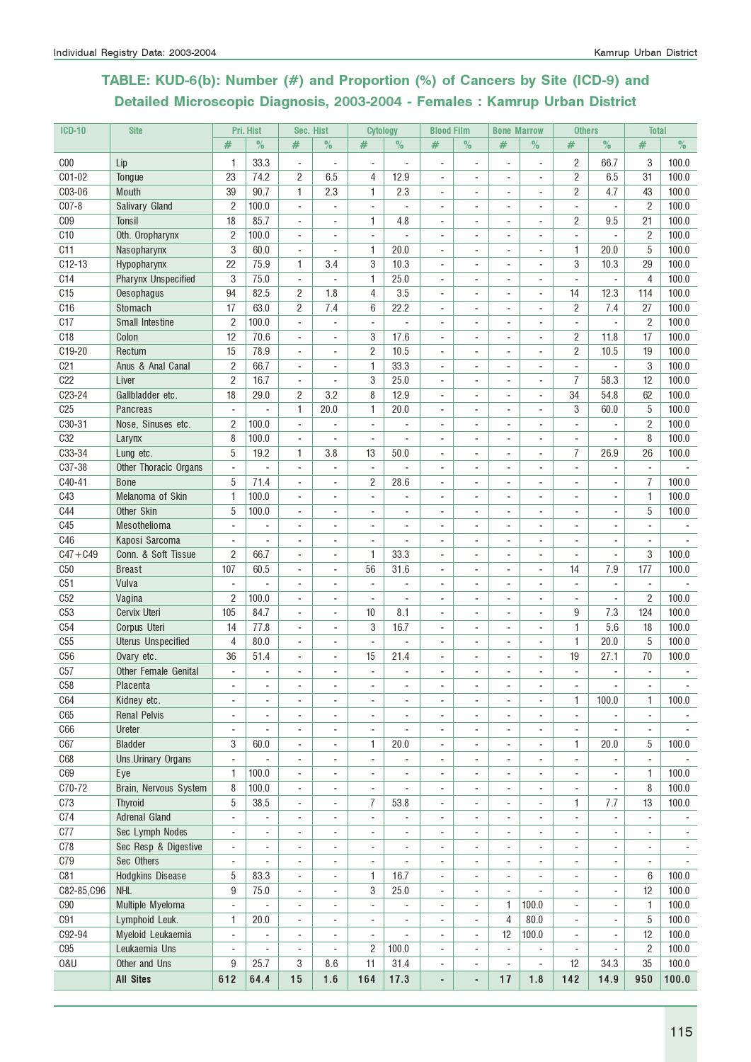## TABLE: KUD-6(b): Number (#) and Proportion (%) of Cancers by Site (ICD-9) and Detailed Microscopic Diagnosis, 2003-2004 - Females : Kamrup Urban District

| ICD-10 | Site | Pri. Hist | | Sec. Hist | | Cytology | | Blood Film | | Bone Marrow | | Others | | Total | |
|---|---|---|---|---|---|---|---|---|---|---|---|---|---|---|---|
| | | # | % | # | % | # | % | # | % | # | % | # | % | # | % |
| C00 | Lip | 1 | 33.3 | - | - | - | - | - | - | - | - | 2 | 66.7 | 3 | 100.0 |
| C01-02 | Tongue | 23 | 74.2 | 2 | 6.5 | 4 | 12.9 | - | - | - | - | 2 | 6.5 | 31 | 100.0 |
| C03-06 | Mouth | 39 | 90.7 | 1 | 2.3 | 1 | 2.3 | - | - | - | - | 2 | 4.7 | 43 | 100.0 |
| C07-8 | Salivary Gland | 2 | 100.0 | - | - | - | - | - | - | - | - | - | - | 2 | 100.0 |
| C09 | Tonsil | 18 | 85.7 | - | - | 1 | 4.8 | - | - | - | - | 2 | 9.5 | 21 | 100.0 |
| C10 | Oth. Oropharynx | 2 | 100.0 | - | - | - | - | - | - | - | - | - | - | 2 | 100.0 |
| C11 | Nasopharynx | 3 | 60.0 | - | - | 1 | 20.0 | - | - | - | - | 1 | 20.0 | 5 | 100.0 |
| C12-13 | Hypopharynx | 22 | 75.9 | 1 | 3.4 | 3 | 10.3 | - | - | - | - | 3 | 10.3 | 29 | 100.0 |
| C14 | Pharynx Unspecified | 3 | 75.0 | - | - | 1 | 25.0 | - | - | - | - | - | - | 4 | 100.0 |
| C15 | Oesophagus | 94 | 82.5 | 2 | 1.8 | 4 | 3.5 | - | - | - | - | 14 | 12.3 | 114 | 100.0 |
| C16 | Stomach | 17 | 63.0 | 2 | 7.4 | 6 | 22.2 | - | - | - | - | 2 | 7.4 | 27 | 100.0 |
| C17 | Small Intestine | 2 | 100.0 | - | - | - | - | - | - | - | - | - | - | 2 | 100.0 |
| C18 | Colon | 12 | 70.6 | - | - | 3 | 17.6 | - | - | - | - | 2 | 11.8 | 17 | 100.0 |
| C19-20 | Rectum | 15 | 78.9 | - | - | 2 | 10.5 | - | - | - | - | 2 | 10.5 | 19 | 100.0 |
| C21 | Anus & Anal Canal | 2 | 66.7 | - | - | 1 | 33.3 | - | - | - | - | - | - | 3 | 100.0 |
| C22 | Liver | 2 | 16.7 | - | - | 3 | 25.0 | - | - | - | - | 7 | 58.3 | 12 | 100.0 |
| C23-24 | Gallbladder etc. | 18 | 29.0 | 2 | 3.2 | 8 | 12.9 | - | - | - | - | 34 | 54.8 | 62 | 100.0 |
| C25 | Pancreas | - | - | 1 | 20.0 | 1 | 20.0 | - | - | - | - | 3 | 60.0 | 5 | 100.0 |
| C30-31 | Nose, Sinuses etc. | 2 | 100.0 | - | - | - | - | - | - | - | - | - | - | 2 | 100.0 |
| C32 | Larynx | 8 | 100.0 | - | - | - | - | - | - | - | - | - | - | 8 | 100.0 |
| C33-34 | Lung etc. | 5 | 19.2 | 1 | 3.8 | 13 | 50.0 | - | - | - | - | 7 | 26.9 | 26 | 100.0 |
| C37-38 | Other Thoracic Organs | - | - | - | - | - | - | - | - | - | - | - | - | - | - |
| C40-41 | Bone | 5 | 71.4 | - | - | 2 | 28.6 | - | - | - | - | - | - | 7 | 100.0 |
| C43 | Melanoma of Skin | 1 | 100.0 | - | - | - | - | - | - | - | - | - | - | 1 | 100.0 |
| C44 | Other Skin | 5 | 100.0 | - | - | - | - | - | - | - | - | - | - | 5 | 100.0 |
| C45 | Mesothelioma | - | - | - | - | - | - | - | - | - | - | - | - | - | - |
| C46 | Kaposi Sarcoma | - | - | - | - | - | - | - | - | - | - | - | - | - | - |
| C47+C49 | Conn. & Soft Tissue | 2 | 66.7 | - | - | 1 | 33.3 | - | - | - | - | - | - | 3 | 100.0 |
| C50 | Breast | 107 | 60.5 | - | - | 56 | 31.6 | - | - | - | - | 14 | 7.9 | 177 | 100.0 |
| C51 | Vulva | - | - | - | - | - | - | - | - | - | - | - | - | - | - |
| C52 | Vagina | 2 | 100.0 | - | - | - | - | - | - | - | - | - | - | 2 | 100.0 |
| C53 | Cervix Uteri | 105 | 84.7 | - | - | 10 | 8.1 | - | - | - | - | 9 | 7.3 | 124 | 100.0 |
| C54 | Corpus Uteri | 14 | 77.8 | - | - | 3 | 16.7 | - | - | - | - | 1 | 5.6 | 18 | 100.0 |
| C55 | Uterus Unspecified | 4 | 80.0 | - | - | - | - | - | - | - | - | 1 | 20.0 | 5 | 100.0 |
| C56 | Ovary etc. | 36 | 51.4 | - | - | 15 | 21.4 | - | - | - | - | 19 | 27.1 | 70 | 100.0 |
| C57 | Other Female Genital | - | - | - | - | - | - | - | - | - | - | - | - | - | - |
| C58 | Placenta | - | - | - | - | - | - | - | - | - | - | - | - | - | - |
| C64 | Kidney etc. | - | - | - | - | - | - | - | - | - | - | 1 | 100.0 | 1 | 100.0 |
| C65 | Renal Pelvis | - | - | - | - | - | - | - | - | - | - | - | - | - | - |
| C66 | Ureter | - | - | - | - | - | - | - | - | - | - | - | - | - | - |
| C67 | Bladder | 3 | 60.0 | - | - | 1 | 20.0 | - | - | - | - | 1 | 20.0 | 5 | 100.0 |
| C68 | Uns.Urinary Organs | - | - | - | - | - | - | - | - | - | - | - | - | - | - |
| C69 | Eye | 1 | 100.0 | - | - | - | - | - | - | - | - | - | - | 1 | 100.0 |
| C70-72 | Brain, Nervous System | 8 | 100.0 | - | - | - | - | - | - | - | - | - | - | 8 | 100.0 |
| C73 | Thyroid | 5 | 38.5 | - | - | 7 | 53.8 | - | - | - | - | 1 | 7.7 | 13 | 100.0 |
| C74 | Adrenal Gland | - | - | - | - | - | - | - | - | - | - | - | - | - | - |
| C77 | Sec Lymph Nodes | - | - | - | - | - | - | - | - | - | - | - | - | - | - |
| C78 | Sec Resp & Digestive | - | - | - | - | - | - | - | - | - | - | - | - | - | - |
| C79 | Sec Others | - | - | - | - | - | - | - | - | - | - | - | - | - | - |
| C81 | Hodgkins Disease | 5 | 83.3 | - | - | 1 | 16.7 | - | - | - | - | - | - | 6 | 100.0 |
| C82-85,C96 | NHL | 9 | 75.0 | - | - | 3 | 25.0 | - | - | - | - | - | - | 12 | 100.0 |
| C90 | Multiple Myeloma | - | - | - | - | - | - | - | - | 1 | 100.0 | - | - | 1 | 100.0 |
| C91 | Lymphoid Leuk. | 1 | 20.0 | - | - | - | - | - | - | 4 | 80.0 | - | - | 5 | 100.0 |
| C92-94 | Myeloid Leukaemia | - | - | - | - | - | - | - | - | 12 | 100.0 | - | - | 12 | 100.0 |
| C95 | Leukaemia Uns | - | - | - | - | 2 | 100.0 | - | - | - | - | - | - | 2 | 100.0 |
| O&U | Other and Uns | 9 | 25.7 | 3 | 8.6 | 11 | 31.4 | - | - | - | - | 12 | 34.3 | 35 | 100.0 |
| | **All Sites** | **612** | **64.4** | **15** | **1.6** | **164** | **17.3** | **-** | **-** | **17** | **1.8** | **142** | **14.9** | **950** | **100.0** |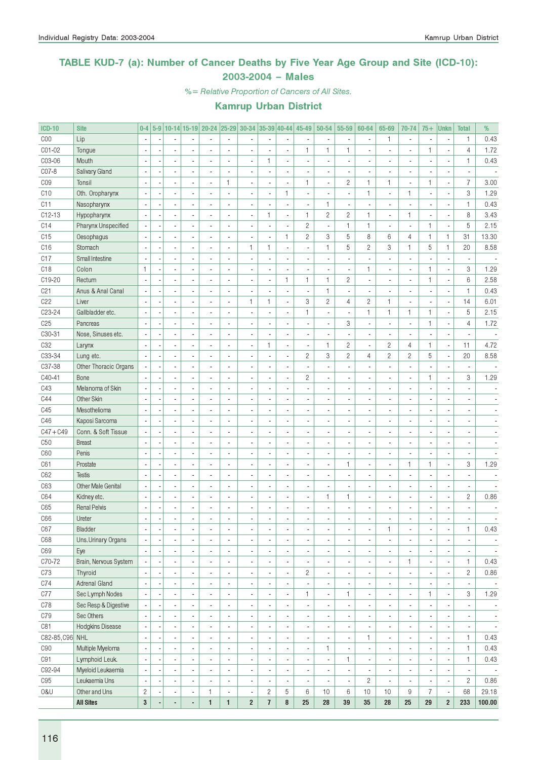## TABLE KUD-7 (a): Number of Cancer Deaths by Five Year Age Group and Site (ICD-10): 2003-2004 – Males

*%= Relative Proportion of Cancers of All Sites.*

### Kamrup Urban District

| ICD-10 | Site | 0-4 | 5-9 | 10-14 | 15-19 | 20-24 | 25-29 | 30-34 | 35-39 | 40-44 | 45-49 | 50-54 | 55-59 | 60-64 | 65-69 | 70-74 | 75+ | Unkn | Total | % |
|---|---|---|---|---|---|---|---|---|---|---|---|---|---|---|---|---|---|---|---|---|
| C00 | Lip | - | - | - | - | - | - | - | - | - | - | - | - | - | 1 | - | - | - | 1 | 0.43 |
| C01-02 | Tongue | - | - | - | - | - | - | - | - | - | 1 | 1 | 1 | - | - | - | 1 | - | 4 | 1.72 |
| C03-06 | Mouth | - | - | - | - | - | - | - | 1 | - | - | - | - | - | - | - | - | - | 1 | 0.43 |
| C07-8 | Salivary Gland | - | - | - | - | - | - | - | - | - | - | - | - | - | - | - | - | - | - | - |
| C09 | Tonsil | - | - | - | - | - | 1 | - | - | - | 1 | - | 2 | 1 | 1 | - | 1 | - | 7 | 3.00 |
| C10 | Oth. Oropharynx | - | - | - | - | - | - | - | - | 1 | - | - | - | 1 | - | 1 | - | - | 3 | 1.29 |
| C11 | Nasopharynx | - | - | - | - | - | - | - | - | - | - | 1 | - | - | - | - | - | - | 1 | 0.43 |
| C12-13 | Hypopharynx | - | - | - | - | - | - | - | 1 | - | 1 | 2 | 2 | 1 | - | 1 | - | - | 8 | 3.43 |
| C14 | Pharynx Unspecified | - | - | - | - | - | - | - | - | - | 2 | - | 1 | 1 | - | - | 1 | - | 5 | 2.15 |
| C15 | Oesophagus | - | - | - | - | - | - | - | - | 1 | 2 | 3 | 5 | 8 | 6 | 4 | 1 | 1 | 31 | 13.30 |
| C16 | Stomach | - | - | - | - | - | - | 1 | 1 | - | - | 1 | 5 | 2 | 3 | 1 | 5 | 1 | 20 | 8.58 |
| C17 | Small Intestine | - | - | - | - | - | - | - | - | - | - | - | - | - | - | - | - | - | - | - |
| C18 | Colon | 1 | - | - | - | - | - | - | - | - | - | - | - | 1 | - | - | 1 | - | 3 | 1.29 |
| C19-20 | Rectum | - | - | - | - | - | - | - | - | 1 | 1 | 1 | 2 | - | - | - | 1 | - | 6 | 2.58 |
| C21 | Anus & Anal Canal | - | - | - | - | - | - | - | - | - | - | 1 | - | - | - | - | - | - | 1 | 0.43 |
| C22 | Liver | - | - | - | - | - | - | 1 | 1 | - | 3 | 2 | 4 | 2 | 1 | - | - | - | 14 | 6.01 |
| C23-24 | Gallbladder etc. | - | - | - | - | - | - | - | - | - | 1 | - | - | 1 | 1 | 1 | 1 | - | 5 | 2.15 |
| C25 | Pancreas | - | - | - | - | - | - | - | - | - | - | - | 3 | - | - | - | 1 | - | 4 | 1.72 |
| C30-31 | Nose, Sinuses etc. | - | - | - | - | - | - | - | - | - | - | - | - | - | - | - | - | - | - | - |
| C32 | Larynx | - | - | - | - | - | - | - | 1 | - | - | 1 | 2 | - | 2 | 4 | 1 | - | 11 | 4.72 |
| C33-34 | Lung etc. | - | - | - | - | - | - | - | - | - | 2 | 3 | 2 | 4 | 2 | 2 | 5 | - | 20 | 8.58 |
| C37-38 | Other Thoracic Organs | - | - | - | - | - | - | - | - | - | - | - | - | - | - | - | - | - | - | - |
| C40-41 | Bone | - | - | - | - | - | - | - | - | - | 2 | - | - | - | - | - | 1 | - | 3 | 1.29 |
| C43 | Melanoma of Skin | - | - | - | - | - | - | - | - | - | - | - | - | - | - | - | - | - | - | - |
| C44 | Other Skin | - | - | - | - | - | - | - | - | - | - | - | - | - | - | - | - | - | - | - |
| C45 | Mesothelioma | - | - | - | - | - | - | - | - | - | - | - | - | - | - | - | - | - | - | - |
| C46 | Kaposi Sarcoma | - | - | - | - | - | - | - | - | - | - | - | - | - | - | - | - | - | - | - |
| C47+C49 | Conn. & Soft Tissue | - | - | - | - | - | - | - | - | - | - | - | - | - | - | - | - | - | - | - |
| C50 | Breast | - | - | - | - | - | - | - | - | - | - | - | - | - | - | - | - | - | - | - |
| C60 | Penis | - | - | - | - | - | - | - | - | - | - | - | - | - | - | - | - | - | - | - |
| C61 | Prostate | - | - | - | - | - | - | - | - | - | - | - | 1 | - | - | 1 | 1 | - | 3 | 1.29 |
| C62 | Testis | - | - | - | - | - | - | - | - | - | - | - | - | - | - | - | - | - | - | - |
| C63 | Other Male Genital | - | - | - | - | - | - | - | - | - | - | - | - | - | - | - | - | - | - | - |
| C64 | Kidney etc. | - | - | - | - | - | - | - | - | - | - | 1 | 1 | - | - | - | - | - | 2 | 0.86 |
| C65 | Renal Pelvis | - | - | - | - | - | - | - | - | - | - | - | - | - | - | - | - | - | - | - |
| C66 | Ureter | - | - | - | - | - | - | - | - | - | - | - | - | - | - | - | - | - | - | - |
| C67 | Bladder | - | - | - | - | - | - | - | - | - | - | - | - | - | 1 | - | - | - | 1 | 0.43 |
| C68 | Uns.Urinary Organs | - | - | - | - | - | - | - | - | - | - | - | - | - | - | - | - | - | - | - |
| C69 | Eye | - | - | - | - | - | - | - | - | - | - | - | - | - | - | - | - | - | - | - |
| C70-72 | Brain, Nervous System | - | - | - | - | - | - | - | - | - | - | - | - | - | - | 1 | - | - | 1 | 0.43 |
| C73 | Thyroid | - | - | - | - | - | - | - | - | - | 2 | - | - | - | - | - | - | - | 2 | 0.86 |
| C74 | Adrenal Gland | - | - | - | - | - | - | - | - | - | - | - | - | - | - | - | - | - | - | - |
| C77 | Sec Lymph Nodes | - | - | - | - | - | - | - | - | - | 1 | - | 1 | - | - | - | 1 | - | 3 | 1.29 |
| C78 | Sec Resp & Digestive | - | - | - | - | - | - | - | - | - | - | - | - | - | - | - | - | - | - | - |
| C79 | Sec Others | - | - | - | - | - | - | - | - | - | - | - | - | - | - | - | - | - | - | - |
| C81 | Hodgkins Disease | - | - | - | - | - | - | - | - | - | - | - | - | - | - | - | - | - | - | - |
| C82-85,C96 | NHL | - | - | - | - | - | - | - | - | - | - | - | - | 1 | - | - | - | - | 1 | 0.43 |
| C90 | Multiple Myeloma | - | - | - | - | - | - | - | - | - | - | 1 | - | - | - | - | - | - | 1 | 0.43 |
| C91 | Lymphoid Leuk. | - | - | - | - | - | - | - | - | - | - | - | 1 | - | - | - | - | - | 1 | 0.43 |
| C92-94 | Myeloid Leukaemia | - | - | - | - | - | - | - | - | - | - | - | - | - | - | - | - | - | - | - |
| C95 | Leukaemia Uns | - | - | - | - | - | - | - | - | - | - | - | - | 2 | - | - | - | - | 2 | 0.86 |
| O&U | Other and Uns | 2 | - | - | - | 1 | - | - | 2 | 5 | 6 | 10 | 6 | 10 | 10 | 9 | 7 | - | 68 | 29.18 |
| | **All Sites** | **3** | **-** | **-** | **-** | **1** | **1** | **2** | **7** | **8** | **25** | **28** | **39** | **35** | **28** | **25** | **29** | **2** | **233** | **100.00** |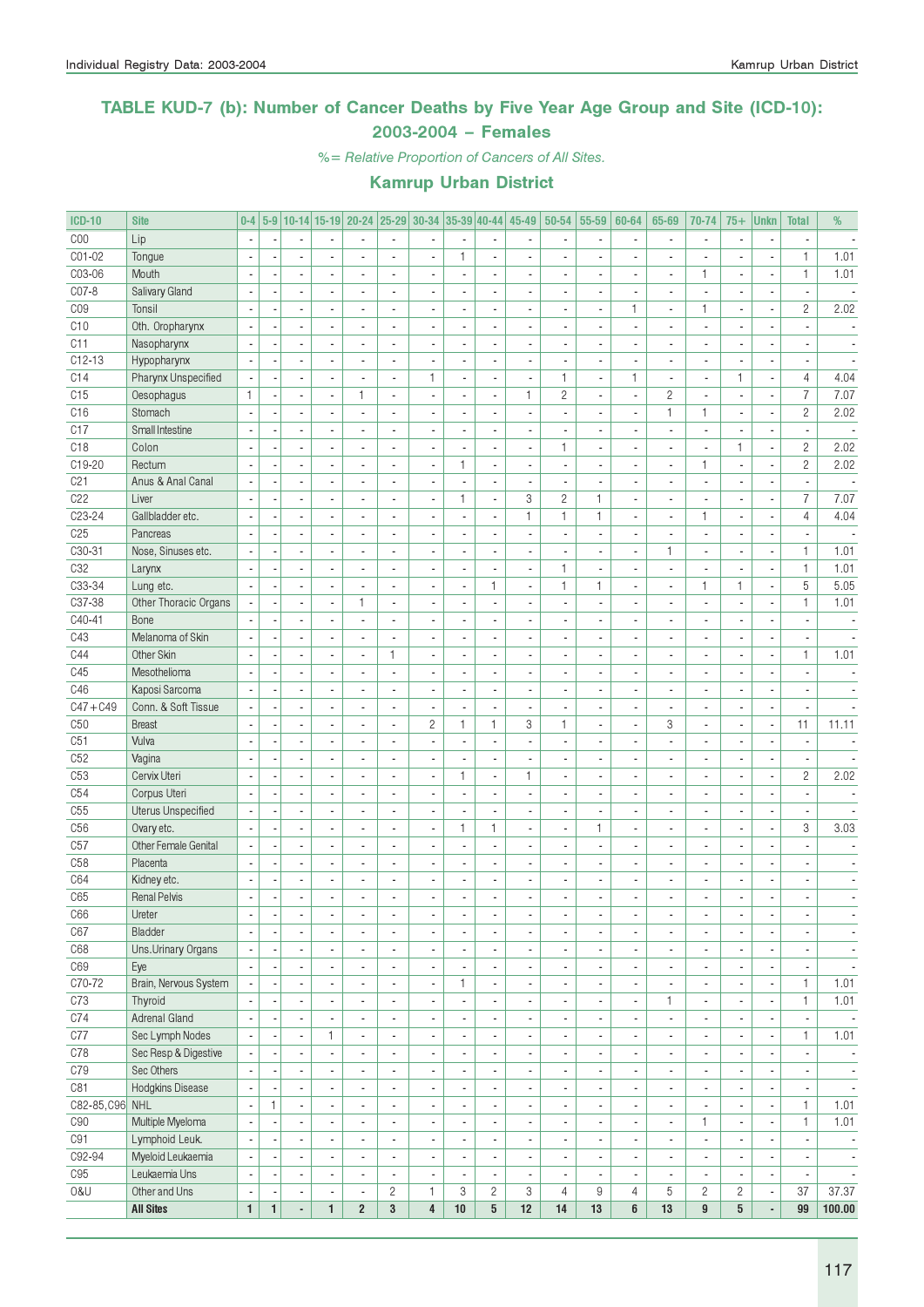## TABLE KUD-7 (b): Number of Cancer Deaths by Five Year Age Group and Site (ICD-10): 2003-2004 – Females

*%= Relative Proportion of Cancers of All Sites.*

### Kamrup Urban District

| ICD-10 | Site | 0-4 | 5-9 | 10-14 | 15-19 | 20-24 | 25-29 | 30-34 | 35-39 | 40-44 | 45-49 | 50-54 | 55-59 | 60-64 | 65-69 | 70-74 | 75+ | Unkn | Total | % |
|---|---|---|---|---|---|---|---|---|---|---|---|---|---|---|---|---|---|---|---|---|
| C00 | Lip | - | - | - | - | - | - | - | - | - | - | - | - | - | - | - | - | - | - | - |
| C01-02 | Tongue | - | - | - | - | - | - | - | 1 | - | - | - | - | - | - | - | - | - | 1 | 1.01 |
| C03-06 | Mouth | - | - | - | - | - | - | - | - | - | - | - | - | - | - | 1 | - | - | 1 | 1.01 |
| C07-8 | Salivary Gland | - | - | - | - | - | - | - | - | - | - | - | - | - | - | - | - | - | - | - |
| C09 | Tonsil | - | - | - | - | - | - | - | - | - | - | - | - | 1 | - | 1 | - | - | 2 | 2.02 |
| C10 | Oth. Oropharynx | - | - | - | - | - | - | - | - | - | - | - | - | - | - | - | - | - | - | - |
| C11 | Nasopharynx | - | - | - | - | - | - | - | - | - | - | - | - | - | - | - | - | - | - | - |
| C12-13 | Hypopharynx | - | - | - | - | - | - | - | - | - | - | - | - | - | - | - | - | - | - | - |
| C14 | Pharynx Unspecified | - | - | - | - | - | - | 1 | - | - | - | 1 | - | 1 | - | - | 1 | - | 4 | 4.04 |
| C15 | Oesophagus | 1 | - | - | - | 1 | - | - | - | - | 1 | 2 | - | - | 2 | - | - | - | 7 | 7.07 |
| C16 | Stomach | - | - | - | - | - | - | - | - | - | - | - | - | - | 1 | 1 | - | - | 2 | 2.02 |
| C17 | Small Intestine | - | - | - | - | - | - | - | - | - | - | - | - | - | - | - | - | - | - | - |
| C18 | Colon | - | - | - | - | - | - | - | - | - | - | 1 | - | - | - | - | 1 | - | 2 | 2.02 |
| C19-20 | Rectum | - | - | - | - | - | - | - | 1 | - | - | - | - | - | - | 1 | - | - | 2 | 2.02 |
| C21 | Anus & Anal Canal | - | - | - | - | - | - | - | - | - | - | - | - | - | - | - | - | - | - | - |
| C22 | Liver | - | - | - | - | - | - | - | 1 | - | 3 | 2 | 1 | - | - | - | - | - | 7 | 7.07 |
| C23-24 | Gallbladder etc. | - | - | - | - | - | - | - | - | - | 1 | 1 | 1 | - | - | 1 | - | - | 4 | 4.04 |
| C25 | Pancreas | - | - | - | - | - | - | - | - | - | - | - | - | - | - | - | - | - | - | - |
| C30-31 | Nose, Sinuses etc. | - | - | - | - | - | - | - | - | - | - | - | - | - | 1 | - | - | - | 1 | 1.01 |
| C32 | Larynx | - | - | - | - | - | - | - | - | - | - | 1 | - | - | - | - | - | - | 1 | 1.01 |
| C33-34 | Lung etc. | - | - | - | - | - | - | - | - | 1 | - | 1 | 1 | - | - | 1 | 1 | - | 5 | 5.05 |
| C37-38 | Other Thoracic Organs | - | - | - | - | 1 | - | - | - | - | - | - | - | - | - | - | - | - | 1 | 1.01 |
| C40-41 | Bone | - | - | - | - | - | - | - | - | - | - | - | - | - | - | - | - | - | - | - |
| C43 | Melanoma of Skin | - | - | - | - | - | - | - | - | - | - | - | - | - | - | - | - | - | - | - |
| C44 | Other Skin | - | - | - | - | - | 1 | - | - | - | - | - | - | - | - | - | - | - | 1 | 1.01 |
| C45 | Mesothelioma | - | - | - | - | - | - | - | - | - | - | - | - | - | - | - | - | - | - | - |
| C46 | Kaposi Sarcoma | - | - | - | - | - | - | - | - | - | - | - | - | - | - | - | - | - | - | - |
| C47+C49 | Conn. & Soft Tissue | - | - | - | - | - | - | - | - | - | - | - | - | - | - | - | - | - | - | - |
| C50 | Breast | - | - | - | - | - | - | 2 | 1 | 1 | 3 | 1 | - | - | 3 | - | - | - | 11 | 11.11 |
| C51 | Vulva | - | - | - | - | - | - | - | - | - | - | - | - | - | - | - | - | - | - | - |
| C52 | Vagina | - | - | - | - | - | - | - | - | - | - | - | - | - | - | - | - | - | - | - |
| C53 | Cervix Uteri | - | - | - | - | - | - | - | 1 | - | 1 | - | - | - | - | - | - | - | 2 | 2.02 |
| C54 | Corpus Uteri | - | - | - | - | - | - | - | - | - | - | - | - | - | - | - | - | - | - | - |
| C55 | Uterus Unspecified | - | - | - | - | - | - | - | - | - | - | - | - | - | - | - | - | - | - | - |
| C56 | Ovary etc. | - | - | - | - | - | - | - | 1 | 1 | - | - | 1 | - | - | - | - | - | 3 | 3.03 |
| C57 | Other Female Genital | - | - | - | - | - | - | - | - | - | - | - | - | - | - | - | - | - | - | - |
| C58 | Placenta | - | - | - | - | - | - | - | - | - | - | - | - | - | - | - | - | - | - | - |
| C64 | Kidney etc. | - | - | - | - | - | - | - | - | - | - | - | - | - | - | - | - | - | - | - |
| C65 | Renal Pelvis | - | - | - | - | - | - | - | - | - | - | - | - | - | - | - | - | - | - | - |
| C66 | Ureter | - | - | - | - | - | - | - | - | - | - | - | - | - | - | - | - | - | - | - |
| C67 | Bladder | - | - | - | - | - | - | - | - | - | - | - | - | - | - | - | - | - | - | - |
| C68 | Uns.Urinary Organs | - | - | - | - | - | - | - | - | - | - | - | - | - | - | - | - | - | - | - |
| C69 | Eye | - | - | - | - | - | - | - | - | - | - | - | - | - | - | - | - | - | - | - |
| C70-72 | Brain, Nervous System | - | - | - | - | - | - | - | 1 | - | - | - | - | - | - | - | - | - | 1 | 1.01 |
| C73 | Thyroid | - | - | - | - | - | - | - | - | - | - | - | - | - | 1 | - | - | - | 1 | 1.01 |
| C74 | Adrenal Gland | - | - | - | - | - | - | - | - | - | - | - | - | - | - | - | - | - | - | - |
| C77 | Sec Lymph Nodes | - | - | - | 1 | - | - | - | - | - | - | - | - | - | - | - | - | - | 1 | 1.01 |
| C78 | Sec Resp & Digestive | - | - | - | - | - | - | - | - | - | - | - | - | - | - | - | - | - | - | - |
| C79 | Sec Others | - | - | - | - | - | - | - | - | - | - | - | - | - | - | - | - | - | - | - |
| C81 | Hodgkins Disease | - | - | - | - | - | - | - | - | - | - | - | - | - | - | - | - | - | - | - |
| C82-85,C96 | NHL | - | 1 | - | - | - | - | - | - | - | - | - | - | - | - | - | - | - | 1 | 1.01 |
| C90 | Multiple Myeloma | - | - | - | - | - | - | - | - | - | - | - | - | - | - | 1 | - | - | 1 | 1.01 |
| C91 | Lymphoid Leuk. | - | - | - | - | - | - | - | - | - | - | - | - | - | - | - | - | - | - | - |
| C92-94 | Myeloid Leukaemia | - | - | - | - | - | - | - | - | - | - | - | - | - | - | - | - | - | - | - |
| C95 | Leukaemia Uns | - | - | - | - | - | - | - | - | - | - | - | - | - | - | - | - | - | - | - |
| O&U | Other and Uns | - | - | - | - | - | 2 | 1 | 3 | 2 | 3 | 4 | 9 | 4 | 5 | 2 | 2 | - | 37 | 37.37 |
| | **All Sites** | **1** | **1** | **-** | **1** | **2** | **3** | **4** | **10** | **5** | **12** | **14** | **13** | **6** | **13** | **9** | **5** | **-** | **99** | **100.00** |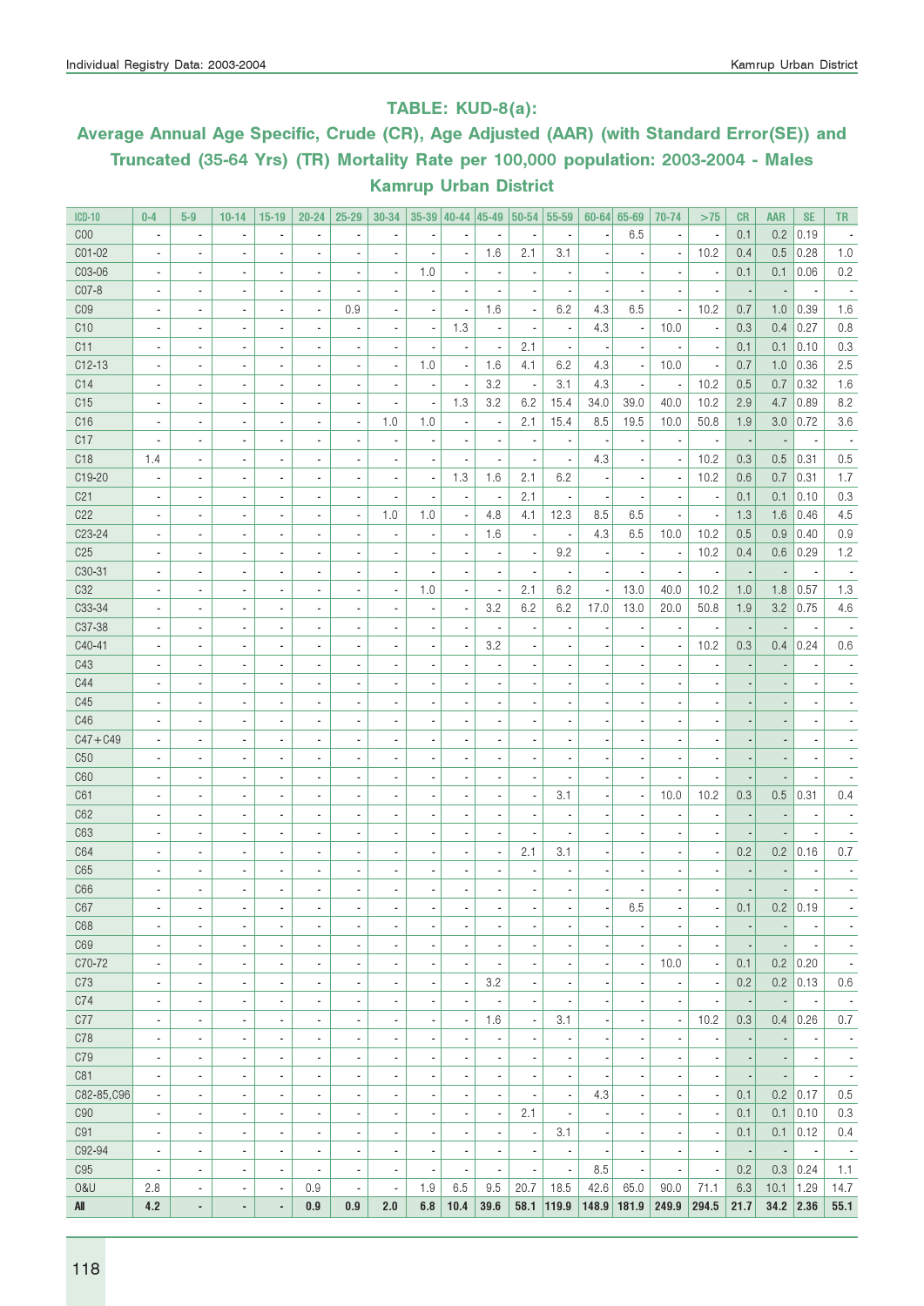## TABLE: KUD-8(a):

## Average Annual Age Specific, Crude (CR), Age Adjusted (AAR) (with Standard Error(SE)) and Truncated (35-64 Yrs) (TR) Mortality Rate per 100,000 population: 2003-2004 - Males Kamrup Urban District

| ICD-10 | 0-4 | 5-9 | 10-14 | 15-19 | 20-24 | 25-29 | 30-34 | 35-39 | 40-44 | 45-49 | 50-54 | 55-59 | 60-64 | 65-69 | 70-74 | >75 | CR | AAR | SE | TR |
|---|---|---|---|---|---|---|---|---|---|---|---|---|---|---|---|---|---|---|---|---|
| C00 | - | - | - | - | - | - | - | - | - | - | - | - | - | 6.5 | - | - | 0.1 | 0.2 | 0.19 | - |
| C01-02 | - | - | - | - | - | - | - | - | - | 1.6 | 2.1 | 3.1 | - | - | - | 10.2 | 0.4 | 0.5 | 0.28 | 1.0 |
| C03-06 | - | - | - | - | - | - | - | 1.0 | - | - | - | - | - | - | - | - | 0.1 | 0.1 | 0.06 | 0.2 |
| C07-8 | - | - | - | - | - | - | - | - | - | - | - | - | - | - | - | - | - | - | - | - |
| C09 | - | - | - | - | - | 0.9 | - | - | - | 1.6 | - | 6.2 | 4.3 | 6.5 | - | 10.2 | 0.7 | 1.0 | 0.39 | 1.6 |
| C10 | - | - | - | - | - | - | - | - | 1.3 | - | - | - | 4.3 | - | 10.0 | - | 0.3 | 0.4 | 0.27 | 0.8 |
| C11 | - | - | - | - | - | - | - | - | - | - | 2.1 | - | - | - | - | - | 0.1 | 0.1 | 0.10 | 0.3 |
| C12-13 | - | - | - | - | - | - | - | 1.0 | - | 1.6 | 4.1 | 6.2 | 4.3 | - | 10.0 | - | 0.7 | 1.0 | 0.36 | 2.5 |
| C14 | - | - | - | - | - | - | - | - | - | 3.2 | - | 3.1 | 4.3 | - | - | 10.2 | 0.5 | 0.7 | 0.32 | 1.6 |
| C15 | - | - | - | - | - | - | - | - | 1.3 | 3.2 | 6.2 | 15.4 | 34.0 | 39.0 | 40.0 | 10.2 | 2.9 | 4.7 | 0.89 | 8.2 |
| C16 | - | - | - | - | - | - | 1.0 | 1.0 | - | - | 2.1 | 15.4 | 8.5 | 19.5 | 10.0 | 50.8 | 1.9 | 3.0 | 0.72 | 3.6 |
| C17 | - | - | - | - | - | - | - | - | - | - | - | - | - | - | - | - | - | - | - | - |
| C18 | 1.4 | - | - | - | - | - | - | - | - | - | - | - | 4.3 | - | - | 10.2 | 0.3 | 0.5 | 0.31 | 0.5 |
| C19-20 | - | - | - | - | - | - | - | - | 1.3 | 1.6 | 2.1 | 6.2 | - | - | - | 10.2 | 0.6 | 0.7 | 0.31 | 1.7 |
| C21 | - | - | - | - | - | - | - | - | - | - | 2.1 | - | - | - | - | - | 0.1 | 0.1 | 0.10 | 0.3 |
| C22 | - | - | - | - | - | - | 1.0 | 1.0 | - | 4.8 | 4.1 | 12.3 | 8.5 | 6.5 | - | - | 1.3 | 1.6 | 0.46 | 4.5 |
| C23-24 | - | - | - | - | - | - | - | - | - | 1.6 | - | - | 4.3 | 6.5 | 10.0 | 10.2 | 0.5 | 0.9 | 0.40 | 0.9 |
| C25 | - | - | - | - | - | - | - | - | - | - | - | 9.2 | - | - | - | 10.2 | 0.4 | 0.6 | 0.29 | 1.2 |
| C30-31 | - | - | - | - | - | - | - | - | - | - | - | - | - | - | - | - | - | - | - | - |
| C32 | - | - | - | - | - | - | - | 1.0 | - | - | 2.1 | 6.2 | - | 13.0 | 40.0 | 10.2 | 1.0 | 1.8 | 0.57 | 1.3 |
| C33-34 | - | - | - | - | - | - | - | - | - | 3.2 | 6.2 | 6.2 | 17.0 | 13.0 | 20.0 | 50.8 | 1.9 | 3.2 | 0.75 | 4.6 |
| C37-38 | - | - | - | - | - | - | - | - | - | - | - | - | - | - | - | - | - | - | - | - |
| C40-41 | - | - | - | - | - | - | - | - | - | 3.2 | - | - | - | - | - | 10.2 | 0.3 | 0.4 | 0.24 | 0.6 |
| C43 | - | - | - | - | - | - | - | - | - | - | - | - | - | - | - | - | - | - | - | - |
| C44 | - | - | - | - | - | - | - | - | - | - | - | - | - | - | - | - | - | - | - | - |
| C45 | - | - | - | - | - | - | - | - | - | - | - | - | - | - | - | - | - | - | - | - |
| C46 | - | - | - | - | - | - | - | - | - | - | - | - | - | - | - | - | - | - | - | - |
| C47+C49 | - | - | - | - | - | - | - | - | - | - | - | - | - | - | - | - | - | - | - | - |
| C50 | - | - | - | - | - | - | - | - | - | - | - | - | - | - | - | - | - | - | - | - |
| C60 | - | - | - | - | - | - | - | - | - | - | - | - | - | - | - | - | - | - | - | - |
| C61 | - | - | - | - | - | - | - | - | - | - | - | 3.1 | - | - | 10.0 | 10.2 | 0.3 | 0.5 | 0.31 | 0.4 |
| C62 | - | - | - | - | - | - | - | - | - | - | - | - | - | - | - | - | - | - | - | - |
| C63 | - | - | - | - | - | - | - | - | - | - | - | - | - | - | - | - | - | - | - | - |
| C64 | - | - | - | - | - | - | - | - | - | - | 2.1 | 3.1 | - | - | - | - | 0.2 | 0.2 | 0.16 | 0.7 |
| C65 | - | - | - | - | - | - | - | - | - | - | - | - | - | - | - | - | - | - | - | - |
| C66 | - | - | - | - | - | - | - | - | - | - | - | - | - | - | - | - | - | - | - | - |
| C67 | - | - | - | - | - | - | - | - | - | - | - | - | - | 6.5 | - | - | 0.1 | 0.2 | 0.19 | - |
| C68 | - | - | - | - | - | - | - | - | - | - | - | - | - | - | - | - | - | - | - | - |
| C69 | - | - | - | - | - | - | - | - | - | - | - | - | - | - | - | - | - | - | - | - |
| C70-72 | - | - | - | - | - | - | - | - | - | - | - | - | - | - | 10.0 | - | 0.1 | 0.2 | 0.20 | - |
| C73 | - | - | - | - | - | - | - | - | - | 3.2 | - | - | - | - | - | - | 0.2 | 0.2 | 0.13 | 0.6 |
| C74 | - | - | - | - | - | - | - | - | - | - | - | - | - | - | - | - | - | - | - | - |
| C77 | - | - | - | - | - | - | - | - | - | 1.6 | - | 3.1 | - | - | - | 10.2 | 0.3 | 0.4 | 0.26 | 0.7 |
| C78 | - | - | - | - | - | - | - | - | - | - | - | - | - | - | - | - | - | - | - | - |
| C79 | - | - | - | - | - | - | - | - | - | - | - | - | - | - | - | - | - | - | - | - |
| C81 | - | - | - | - | - | - | - | - | - | - | - | - | - | - | - | - | - | - | - | - |
| C82-85,C96 | - | - | - | - | - | - | - | - | - | - | - | - | 4.3 | - | - | - | 0.1 | 0.2 | 0.17 | 0.5 |
| C90 | - | - | - | - | - | - | - | - | - | - | 2.1 | - | - | - | - | - | 0.1 | 0.1 | 0.10 | 0.3 |
| C91 | - | - | - | - | - | - | - | - | - | - | - | 3.1 | - | - | - | - | 0.1 | 0.1 | 0.12 | 0.4 |
| C92-94 | - | - | - | - | - | - | - | - | - | - | - | - | - | - | - | - | - | - | - | - |
| C95 | - | - | - | - | - | - | - | - | - | - | - | - | 8.5 | - | - | - | 0.2 | 0.3 | 0.24 | 1.1 |
| O&U | 2.8 | - | - | - | 0.9 | - | - | 1.9 | 6.5 | 9.5 | 20.7 | 18.5 | 42.6 | 65.0 | 90.0 | 71.1 | 6.3 | 10.1 | 1.29 | 14.7 |
| **All** | **4.2** | **-** | **-** | **-** | **0.9** | **0.9** | **2.0** | **6.8** | **10.4** | **39.6** | **58.1** | **119.9** | **148.9** | **181.9** | **249.9** | **294.5** | **21.7** | **34.2** | **2.36** | **55.1** |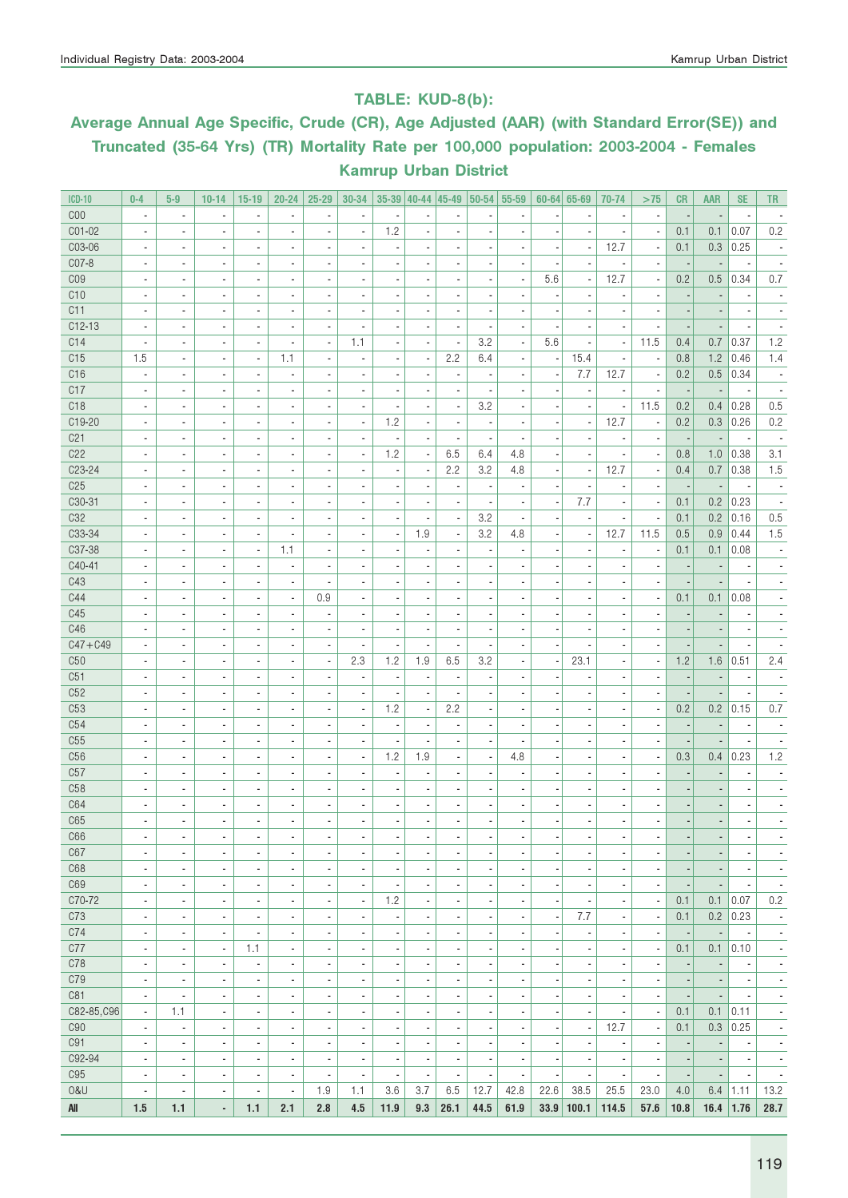## TABLE: KUD-8(b):

## Average Annual Age Specific, Crude (CR), Age Adjusted (AAR) (with Standard Error(SE)) and Truncated (35-64 Yrs) (TR) Mortality Rate per 100,000 population: 2003-2004 - Females Kamrup Urban District

| ICD-10 | 0-4 | 5-9 | 10-14 | 15-19 | 20-24 | 25-29 | 30-34 | 35-39 | 40-44 | 45-49 | 50-54 | 55-59 | 60-64 | 65-69 | 70-74 | >75 | CR | AAR | SE | TR |
|---|---|---|---|---|---|---|---|---|---|---|---|---|---|---|---|---|---|---|---|---|
| C00 | - | - | - | - | - | - | - | - | - | - | - | - | - | - | - | - | - | - | - | - |
| C01-02 | - | - | - | - | - | - | - | 1.2 | - | - | - | - | - | - | - | - | 0.1 | 0.1 | 0.07 | 0.2 |
| C03-06 | - | - | - | - | - | - | - | - | - | - | - | - | - | - | 12.7 | - | 0.1 | 0.3 | 0.25 | - |
| C07-8 | - | - | - | - | - | - | - | - | - | - | - | - | - | - | - | - | - | - | - | - |
| C09 | - | - | - | - | - | - | - | - | - | - | - | - | 5.6 | - | 12.7 | - | 0.2 | 0.5 | 0.34 | 0.7 |
| C10 | - | - | - | - | - | - | - | - | - | - | - | - | - | - | - | - | - | - | - | - |
| C11 | - | - | - | - | - | - | - | - | - | - | - | - | - | - | - | - | - | - | - | - |
| C12-13 | - | - | - | - | - | - | - | - | - | - | - | - | - | - | - | - | - | - | - | - |
| C14 | - | - | - | - | - | - | 1.1 | - | - | - | 3.2 | - | 5.6 | - | - | 11.5 | 0.4 | 0.7 | 0.37 | 1.2 |
| C15 | 1.5 | - | - | - | 1.1 | - | - | - | - | 2.2 | 6.4 | - | - | 15.4 | - | - | 0.8 | 1.2 | 0.46 | 1.4 |
| C16 | - | - | - | - | - | - | - | - | - | - | - | - | - | 7.7 | 12.7 | - | 0.2 | 0.5 | 0.34 | - |
| C17 | - | - | - | - | - | - | - | - | - | - | - | - | - | - | - | - | - | - | - | - |
| C18 | - | - | - | - | - | - | - | - | - | - | 3.2 | - | - | - | - | 11.5 | 0.2 | 0.4 | 0.28 | 0.5 |
| C19-20 | - | - | - | - | - | - | - | 1.2 | - | - | - | - | - | - | 12.7 | - | 0.2 | 0.3 | 0.26 | 0.2 |
| C21 | - | - | - | - | - | - | - | - | - | - | - | - | - | - | - | - | - | - | - | - |
| C22 | - | - | - | - | - | - | - | 1.2 | - | 6.5 | 6.4 | 4.8 | - | - | - | - | 0.8 | 1.0 | 0.38 | 3.1 |
| C23-24 | - | - | - | - | - | - | - | - | - | 2.2 | 3.2 | 4.8 | - | - | 12.7 | - | 0.4 | 0.7 | 0.38 | 1.5 |
| C25 | - | - | - | - | - | - | - | - | - | - | - | - | - | - | - | - | - | - | - | - |
| C30-31 | - | - | - | - | - | - | - | - | - | - | - | - | - | 7.7 | - | - | 0.1 | 0.2 | 0.23 | - |
| C32 | - | - | - | - | - | - | - | - | - | - | 3.2 | - | - | - | - | - | 0.1 | 0.2 | 0.16 | 0.5 |
| C33-34 | - | - | - | - | - | - | - | - | 1.9 | - | 3.2 | 4.8 | - | - | 12.7 | 11.5 | 0.5 | 0.9 | 0.44 | 1.5 |
| C37-38 | - | - | - | - | 1.1 | - | - | - | - | - | - | - | - | - | - | - | 0.1 | 0.1 | 0.08 | - |
| C40-41 | - | - | - | - | - | - | - | - | - | - | - | - | - | - | - | - | - | - | - | - |
| C43 | - | - | - | - | - | - | - | - | - | - | - | - | - | - | - | - | - | - | - | - |
| C44 | - | - | - | - | - | 0.9 | - | - | - | - | - | - | - | - | - | - | 0.1 | 0.1 | 0.08 | - |
| C45 | - | - | - | - | - | - | - | - | - | - | - | - | - | - | - | - | - | - | - | - |
| C46 | - | - | - | - | - | - | - | - | - | - | - | - | - | - | - | - | - | - | - | - |
| C47+C49 | - | - | - | - | - | - | - | - | - | - | - | - | - | - | - | - | - | - | - | - |
| C50 | - | - | - | - | - | - | 2.3 | 1.2 | 1.9 | 6.5 | 3.2 | - | - | 23.1 | - | - | 1.2 | 1.6 | 0.51 | 2.4 |
| C51 | - | - | - | - | - | - | - | - | - | - | - | - | - | - | - | - | - | - | - | - |
| C52 | - | - | - | - | - | - | - | - | - | - | - | - | - | - | - | - | - | - | - | - |
| C53 | - | - | - | - | - | - | - | 1.2 | - | 2.2 | - | - | - | - | - | - | 0.2 | 0.2 | 0.15 | 0.7 |
| C54 | - | - | - | - | - | - | - | - | - | - | - | - | - | - | - | - | - | - | - | - |
| C55 | - | - | - | - | - | - | - | - | - | - | - | - | - | - | - | - | - | - | - | - |
| C56 | - | - | - | - | - | - | - | 1.2 | 1.9 | - | - | 4.8 | - | - | - | - | 0.3 | 0.4 | 0.23 | 1.2 |
| C57 | - | - | - | - | - | - | - | - | - | - | - | - | - | - | - | - | - | - | - | - |
| C58 | - | - | - | - | - | - | - | - | - | - | - | - | - | - | - | - | - | - | - | - |
| C64 | - | - | - | - | - | - | - | - | - | - | - | - | - | - | - | - | - | - | - | - |
| C65 | - | - | - | - | - | - | - | - | - | - | - | - | - | - | - | - | - | - | - | - |
| C66 | - | - | - | - | - | - | - | - | - | - | - | - | - | - | - | - | - | - | - | - |
| C67 | - | - | - | - | - | - | - | - | - | - | - | - | - | - | - | - | - | - | - | - |
| C68 | - | - | - | - | - | - | - | - | - | - | - | - | - | - | - | - | - | - | - | - |
| C69 | - | - | - | - | - | - | - | - | - | - | - | - | - | - | - | - | - | - | - | - |
| C70-72 | - | - | - | - | - | - | - | 1.2 | - | - | - | - | - | - | - | - | 0.1 | 0.1 | 0.07 | 0.2 |
| C73 | - | - | - | - | - | - | - | - | - | - | - | - | - | 7.7 | - | - | 0.1 | 0.2 | 0.23 | - |
| C74 | - | - | - | - | - | - | - | - | - | - | - | - | - | - | - | - | - | - | - | - |
| C77 | - | - | - | 1.1 | - | - | - | - | - | - | - | - | - | - | - | - | 0.1 | 0.1 | 0.10 | - |
| C78 | - | - | - | - | - | - | - | - | - | - | - | - | - | - | - | - | - | - | - | - |
| C79 | - | - | - | - | - | - | - | - | - | - | - | - | - | - | - | - | - | - | - | - |
| C81 | - | - | - | - | - | - | - | - | - | - | - | - | - | - | - | - | - | - | - | - |
| C82-85,C96 | - | 1.1 | - | - | - | - | - | - | - | - | - | - | - | - | - | - | 0.1 | 0.1 | 0.11 | - |
| C90 | - | - | - | - | - | - | - | - | - | - | - | - | - | - | 12.7 | - | 0.1 | 0.3 | 0.25 | - |
| C91 | - | - | - | - | - | - | - | - | - | - | - | - | - | - | - | - | - | - | - | - |
| C92-94 | - | - | - | - | - | - | - | - | - | - | - | - | - | - | - | - | - | - | - | - |
| C95 | - | - | - | - | - | - | - | - | - | - | - | - | - | - | - | - | - | - | - | - |
| O&U | - | - | - | - | - | 1.9 | 1.1 | 3.6 | 3.7 | 6.5 | 12.7 | 42.8 | 22.6 | 38.5 | 25.5 | 23.0 | 4.0 | 6.4 | 1.11 | 13.2 |
| **All** | **1.5** | **1.1** | **-** | **1.1** | **2.1** | **2.8** | **4.5** | **11.9** | **9.3** | **26.1** | **44.5** | **61.9** | **33.9** | **100.1** | **114.5** | **57.6** | **10.8** | **16.4** | **1.76** | **28.7** |